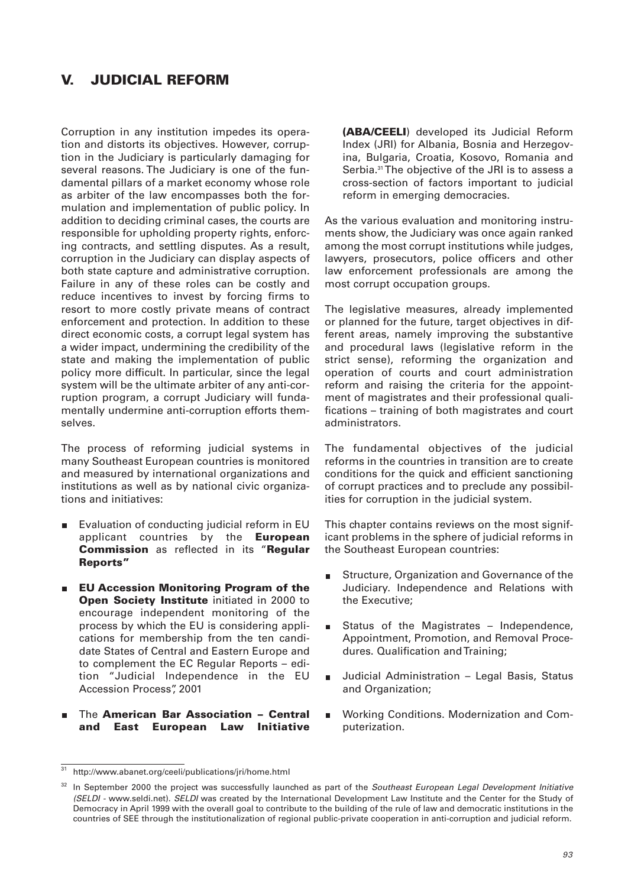# V. JUDICIAL REFORM

Corruption in any institution impedes its operation and distorts its objectives. However, corruption in the Judiciary is particularly damaging for several reasons. The Judiciary is one of the fundamental pillars of a market economy whose role as arbiter of the law encompasses both the formulation and implementation of public policy. In addition to deciding criminal cases, the courts are responsible for upholding property rights, enforcing contracts, and settling disputes. As a result, corruption in the Judiciary can display aspects of both state capture and administrative corruption. Failure in any of these roles can be costly and reduce incentives to invest by forcing firms to resort to more costly private means of contract enforcement and protection. In addition to these direct economic costs, a corrupt legal system has a wider impact, undermining the credibility of the state and making the implementation of public policy more difficult. In particular, since the legal system will be the ultimate arbiter of any anti-corruption program, a corrupt Judiciary will fundamentally undermine anti-corruption efforts themselves.

The process of reforming judicial systems in many Southeast European countries is monitored and measured by international organizations and institutions as well as by national civic organizations and initiatives:

- Evaluation of conducting judicial reform in EU applicant countries by the **European Commission** as reflected in its "**Regular Reports"**
- **EU Accession Monitoring Program of the Open Society Institute** initiated in 2000 to encourage independent monitoring of the process by which the EU is considering applications for membership from the ten candidate States of Central and Eastern Europe and to complement the EC Regular Reports – edition "Judicial Independence in the EU Accession Process", 2001
- The **American Bar Association – Central and East European Law Initiative (ABA/CEELI**) developed its Judicial Reform Index (JRI) for Albania, Bosnia and Herzegovina, Bulgaria, Croatia, Kosovo, Romania and Serbia.[31] The objective of the JRI is to assess a cross-section of factors important to judicial reform in emerging democracies.

As the various evaluation and monitoring instruments show, the Judiciary was once again ranked among the most corrupt institutions while judges, lawyers, prosecutors, police officers and other law enforcement professionals are among the most corrupt occupation groups.

The legislative measures, already implemented or planned for the future, target objectives in different areas, namely improving the substantive and procedural laws (legislative reform in the strict sense), reforming the organization and operation of courts and court administration reform and raising the criteria for the appointment of magistrates and their professional qualifications – training of both magistrates and court administrators.

The fundamental objectives of the judicial reforms in the countries in transition are to create conditions for the quick and efficient sanctioning of corrupt practices and to preclude any possibilities for corruption in the judicial system.

This chapter contains reviews on the most significant problems in the sphere of judicial reforms in the Southeast European countries:

- Structure, Organization and Governance of the Judiciary. Independence and Relations with the Executive;
- Status of the Magistrates – Independence, Appointment, Promotion, and Removal Procedures. Qualification and Training;
- Judicial Administration – Legal Basis, Status and Organization;
- Working Conditions. Modernization and Computerization.

---

[31] http://www.abanet.org/ceeli/publications/jri/home.html

[32] In September 2000 the project was successfully launched as part of the *Southeast European Legal Development Initiative (SELDI* - www.seldi.net). *SELDI* was created by the International Development Law Institute and the Center for the Study of Democracy in April 1999 with the overall goal to contribute to the building of the rule of law and democratic institutions in the countries of SEE through the institutionalization of regional public-private cooperation in anti-corruption and judicial reform.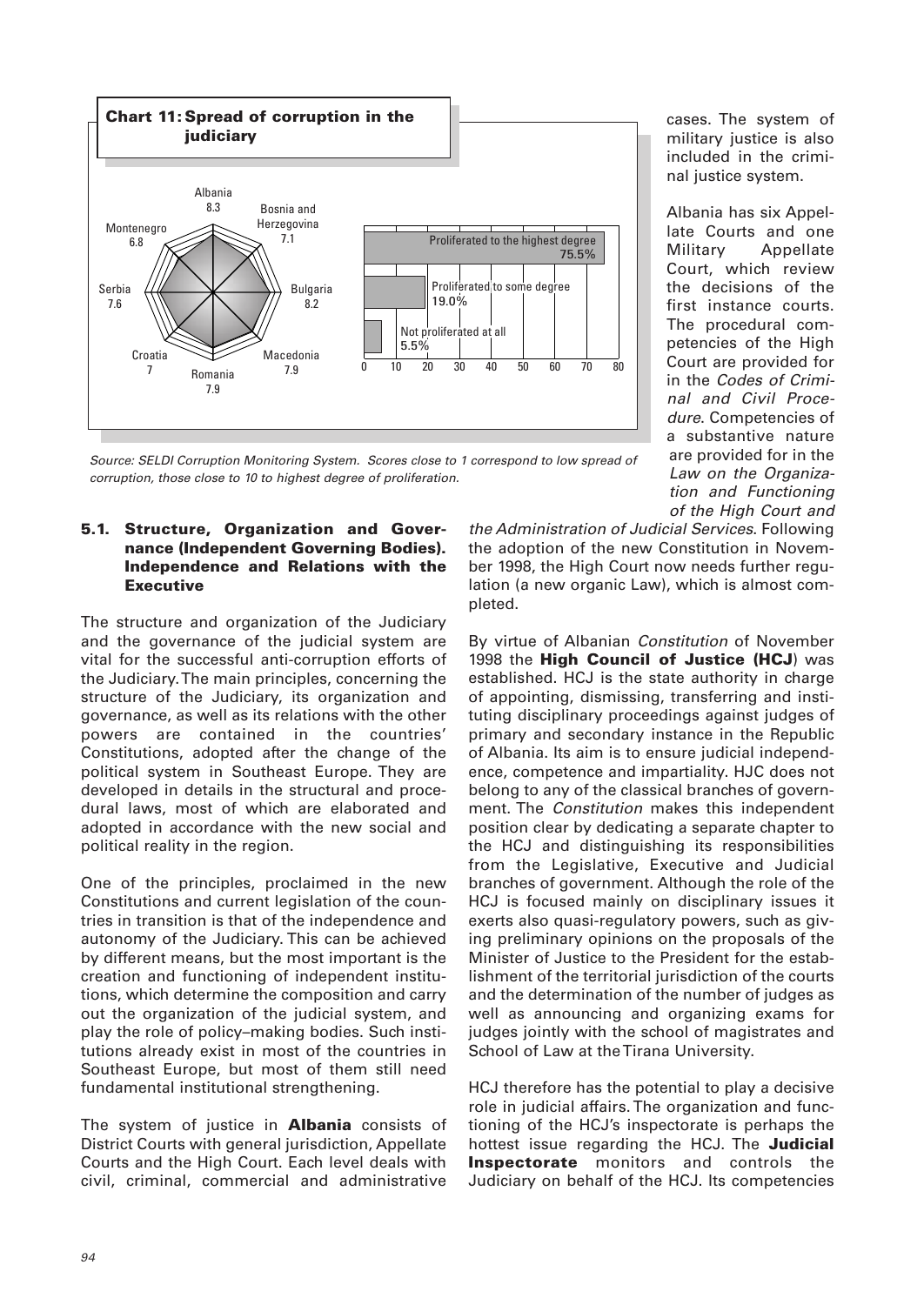**Chart 11: Spread of corruption in the judiciary**

| Country | Score |
|---|---|
| Albania | 8.3 |
| Bosnia and Herzegovina | 7.1 |
| Bulgaria | 8.2 |
| Macedonia | 7.9 |
| Romania | 7.9 |
| Croatia | 7 |
| Serbia | 7.6 |
| Montenegro | 6.8 |

| | % |
|---|---|
| Proliferated to the highest degree | 75.5% |
| Proliferated to some degree | 19.0% |
| Not proliferated at all | 5.5% |

*Source: SELDI Corruption Monitoring System. Scores close to 1 correspond to low spread of corruption, those close to 10 to highest degree of proliferation.*

### 5.1. Structure, Organization and Governance (Independent Governing Bodies). Independence and Relations with the Executive

The structure and organization of the Judiciary and the governance of the judicial system are vital for the successful anti-corruption efforts of the Judiciary. The main principles, concerning the structure of the Judiciary, its organization and governance, as well as its relations with the other powers are contained in the countries' Constitutions, adopted after the change of the political system in Southeast Europe. They are developed in details in the structural and procedural laws, most of which are elaborated and adopted in accordance with the new social and political reality in the region.

One of the principles, proclaimed in the new Constitutions and current legislation of the countries in transition is that of the independence and autonomy of the Judiciary. This can be achieved by different means, but the most important is the creation and functioning of independent institutions, which determine the composition and carry out the organization of the judicial system, and play the role of policy–making bodies. Such institutions already exist in most of the countries in Southeast Europe, but most of them still need fundamental institutional strengthening.

The system of justice in **Albania** consists of District Courts with general jurisdiction, Appellate Courts and the High Court. Each level deals with civil, criminal, commercial and administrative cases. The system of military justice is also included in the criminal justice system.

Albania has six Appellate Courts and one Military Appellate Court, which review the decisions of the first instance courts. The procedural competencies of the High Court are provided for in the *Codes of Criminal and Civil Procedure*. Competencies of a substantive nature are provided for in the *Law on the Organization and Functioning of the High Court and the Administration of Judicial Services*. Following the adoption of the new Constitution in November 1998, the High Court now needs further regulation (a new organic Law), which is almost completed.

By virtue of Albanian *Constitution* of November 1998 the **High Council of Justice (HCJ**) was established. HCJ is the state authority in charge of appointing, dismissing, transferring and instituting disciplinary proceedings against judges of primary and secondary instance in the Republic of Albania. Its aim is to ensure judicial independence, competence and impartiality. HJC does not belong to any of the classical branches of government. The *Constitution* makes this independent position clear by dedicating a separate chapter to the HCJ and distinguishing its responsibilities from the Legislative, Executive and Judicial branches of government. Although the role of the HCJ is focused mainly on disciplinary issues it exerts also quasi-regulatory powers, such as giving preliminary opinions on the proposals of the Minister of Justice to the President for the establishment of the territorial jurisdiction of the courts and the determination of the number of judges as well as announcing and organizing exams for judges jointly with the school of magistrates and School of Law at the Tirana University.

HCJ therefore has the potential to play a decisive role in judicial affairs. The organization and functioning of the HCJ's inspectorate is perhaps the hottest issue regarding the HCJ. The **Judicial Inspectorate** monitors and controls the Judiciary on behalf of the HCJ. Its competencies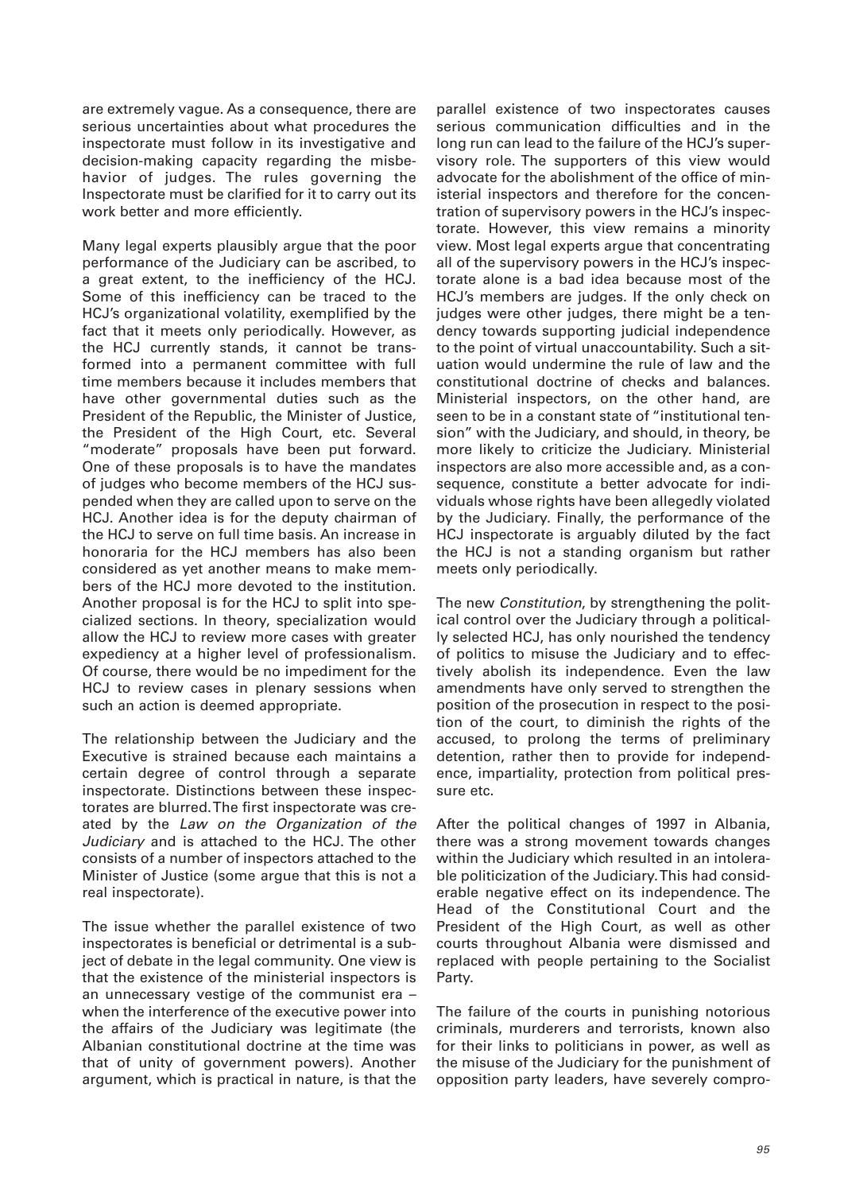are extremely vague. As a consequence, there are serious uncertainties about what procedures the inspectorate must follow in its investigative and decision-making capacity regarding the misbehavior of judges. The rules governing the Inspectorate must be clarified for it to carry out its work better and more efficiently.

Many legal experts plausibly argue that the poor performance of the Judiciary can be ascribed, to a great extent, to the inefficiency of the HCJ. Some of this inefficiency can be traced to the HCJ's organizational volatility, exemplified by the fact that it meets only periodically. However, as the HCJ currently stands, it cannot be transformed into a permanent committee with full time members because it includes members that have other governmental duties such as the President of the Republic, the Minister of Justice, the President of the High Court, etc. Several "moderate" proposals have been put forward. One of these proposals is to have the mandates of judges who become members of the HCJ suspended when they are called upon to serve on the HCJ. Another idea is for the deputy chairman of the HCJ to serve on full time basis. An increase in honoraria for the HCJ members has also been considered as yet another means to make members of the HCJ more devoted to the institution. Another proposal is for the HCJ to split into specialized sections. In theory, specialization would allow the HCJ to review more cases with greater expediency at a higher level of professionalism. Of course, there would be no impediment for the HCJ to review cases in plenary sessions when such an action is deemed appropriate.

The relationship between the Judiciary and the Executive is strained because each maintains a certain degree of control through a separate inspectorate. Distinctions between these inspectorates are blurred. The first inspectorate was created by the *Law on the Organization of the Judiciary* and is attached to the HCJ. The other consists of a number of inspectors attached to the Minister of Justice (some argue that this is not a real inspectorate).

The issue whether the parallel existence of two inspectorates is beneficial or detrimental is a subject of debate in the legal community. One view is that the existence of the ministerial inspectors is an unnecessary vestige of the communist era – when the interference of the executive power into the affairs of the Judiciary was legitimate (the Albanian constitutional doctrine at the time was that of unity of government powers). Another argument, which is practical in nature, is that the parallel existence of two inspectorates causes serious communication difficulties and in the long run can lead to the failure of the HCJ's supervisory role. The supporters of this view would advocate for the abolishment of the office of ministerial inspectors and therefore for the concentration of supervisory powers in the HCJ's inspectorate. However, this view remains a minority view. Most legal experts argue that concentrating all of the supervisory powers in the HCJ's inspectorate alone is a bad idea because most of the HCJ's members are judges. If the only check on judges were other judges, there might be a tendency towards supporting judicial independence to the point of virtual unaccountability. Such a situation would undermine the rule of law and the constitutional doctrine of checks and balances. Ministerial inspectors, on the other hand, are seen to be in a constant state of "institutional tension" with the Judiciary, and should, in theory, be more likely to criticize the Judiciary. Ministerial inspectors are also more accessible and, as a consequence, constitute a better advocate for individuals whose rights have been allegedly violated by the Judiciary. Finally, the performance of the HCJ inspectorate is arguably diluted by the fact the HCJ is not a standing organism but rather meets only periodically.

The new *Constitution*, by strengthening the political control over the Judiciary through a politically selected HCJ, has only nourished the tendency of politics to misuse the Judiciary and to effectively abolish its independence. Even the law amendments have only served to strengthen the position of the prosecution in respect to the position of the court, to diminish the rights of the accused, to prolong the terms of preliminary detention, rather then to provide for independence, impartiality, protection from political pressure etc.

After the political changes of 1997 in Albania, there was a strong movement towards changes within the Judiciary which resulted in an intolerable politicization of the Judiciary. This had considerable negative effect on its independence. The Head of the Constitutional Court and the President of the High Court, as well as other courts throughout Albania were dismissed and replaced with people pertaining to the Socialist Party.

The failure of the courts in punishing notorious criminals, murderers and terrorists, known also for their links to politicians in power, as well as the misuse of the Judiciary for the punishment of opposition party leaders, have severely compro-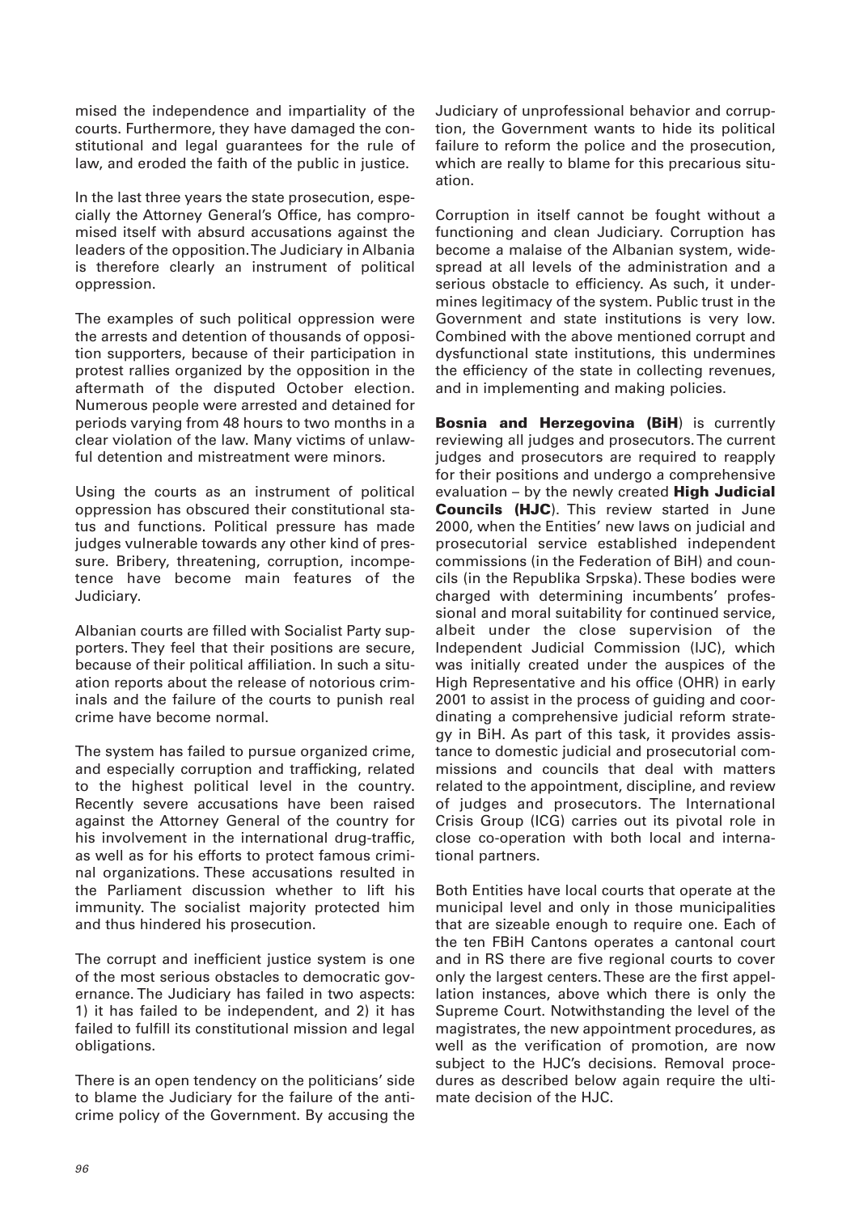mised the independence and impartiality of the courts. Furthermore, they have damaged the constitutional and legal guarantees for the rule of law, and eroded the faith of the public in justice.

In the last three years the state prosecution, especially the Attorney General's Office, has compromised itself with absurd accusations against the leaders of the opposition. The Judiciary in Albania is therefore clearly an instrument of political oppression.

The examples of such political oppression were the arrests and detention of thousands of opposition supporters, because of their participation in protest rallies organized by the opposition in the aftermath of the disputed October election. Numerous people were arrested and detained for periods varying from 48 hours to two months in a clear violation of the law. Many victims of unlawful detention and mistreatment were minors.

Using the courts as an instrument of political oppression has obscured their constitutional status and functions. Political pressure has made judges vulnerable towards any other kind of pressure. Bribery, threatening, corruption, incompetence have become main features of the Judiciary.

Albanian courts are filled with Socialist Party supporters. They feel that their positions are secure, because of their political affiliation. In such a situation reports about the release of notorious criminals and the failure of the courts to punish real crime have become normal.

The system has failed to pursue organized crime, and especially corruption and trafficking, related to the highest political level in the country. Recently severe accusations have been raised against the Attorney General of the country for his involvement in the international drug-traffic, as well as for his efforts to protect famous criminal organizations. These accusations resulted in the Parliament discussion whether to lift his immunity. The socialist majority protected him and thus hindered his prosecution.

The corrupt and inefficient justice system is one of the most serious obstacles to democratic governance. The Judiciary has failed in two aspects: 1) it has failed to be independent, and 2) it has failed to fulfill its constitutional mission and legal obligations.

There is an open tendency on the politicians' side to blame the Judiciary for the failure of the anti-crime policy of the Government. By accusing the Judiciary of unprofessional behavior and corruption, the Government wants to hide its political failure to reform the police and the prosecution, which are really to blame for this precarious situation.

Corruption in itself cannot be fought without a functioning and clean Judiciary. Corruption has become a malaise of the Albanian system, widespread at all levels of the administration and a serious obstacle to efficiency. As such, it undermines legitimacy of the system. Public trust in the Government and state institutions is very low. Combined with the above mentioned corrupt and dysfunctional state institutions, this undermines the efficiency of the state in collecting revenues, and in implementing and making policies.

**Bosnia and Herzegovina (BiH)** is currently reviewing all judges and prosecutors. The current judges and prosecutors are required to reapply for their positions and undergo a comprehensive evaluation – by the newly created **High Judicial Councils (HJC)**. This review started in June 2000, when the Entities' new laws on judicial and prosecutorial service established independent commissions (in the Federation of BiH) and councils (in the Republika Srpska). These bodies were charged with determining incumbents' professional and moral suitability for continued service, albeit under the close supervision of the Independent Judicial Commission (IJC), which was initially created under the auspices of the High Representative and his office (OHR) in early 2001 to assist in the process of guiding and coordinating a comprehensive judicial reform strategy in BiH. As part of this task, it provides assistance to domestic judicial and prosecutorial commissions and councils that deal with matters related to the appointment, discipline, and review of judges and prosecutors. The International Crisis Group (ICG) carries out its pivotal role in close co-operation with both local and international partners.

Both Entities have local courts that operate at the municipal level and only in those municipalities that are sizeable enough to require one. Each of the ten FBiH Cantons operates a cantonal court and in RS there are five regional courts to cover only the largest centers. These are the first appellation instances, above which there is only the Supreme Court. Notwithstanding the level of the magistrates, the new appointment procedures, as well as the verification of promotion, are now subject to the HJC's decisions. Removal procedures as described below again require the ultimate decision of the HJC.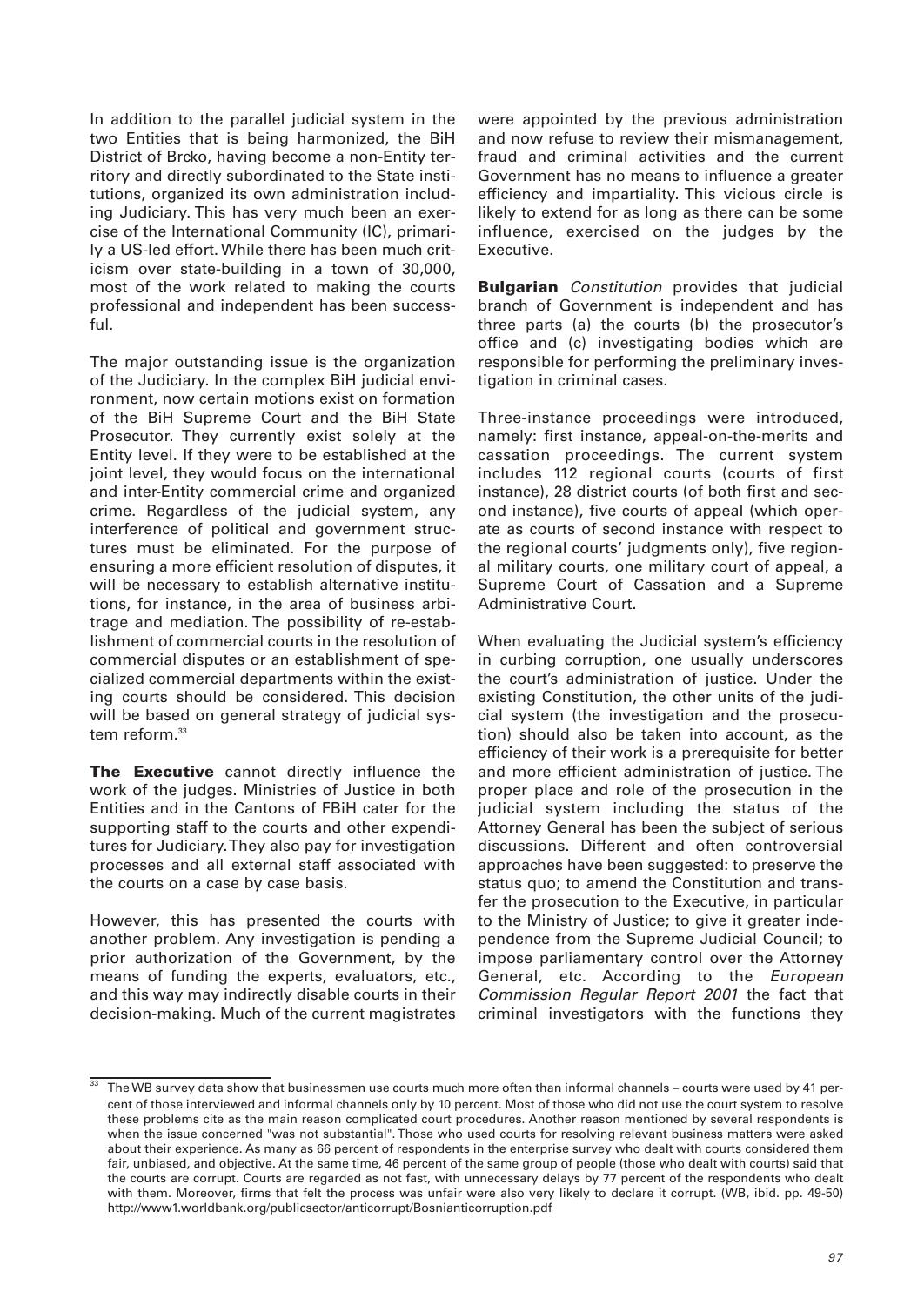In addition to the parallel judicial system in the two Entities that is being harmonized, the BiH District of Brcko, having become a non-Entity territory and directly subordinated to the State institutions, organized its own administration including Judiciary. This has very much been an exercise of the International Community (IC), primarily a US-led effort. While there has been much criticism over state-building in a town of 30,000, most of the work related to making the courts professional and independent has been successful.

The major outstanding issue is the organization of the Judiciary. In the complex BiH judicial environment, now certain motions exist on formation of the BiH Supreme Court and the BiH State Prosecutor. They currently exist solely at the Entity level. If they were to be established at the joint level, they would focus on the international and inter-Entity commercial crime and organized crime. Regardless of the judicial system, any interference of political and government structures must be eliminated. For the purpose of ensuring a more efficient resolution of disputes, it will be necessary to establish alternative institutions, for instance, in the area of business arbitrage and mediation. The possibility of re-establishment of commercial courts in the resolution of commercial disputes or an establishment of specialized commercial departments within the existing courts should be considered. This decision will be based on general strategy of judicial system reform.[33]

**The Executive** cannot directly influence the work of the judges. Ministries of Justice in both Entities and in the Cantons of FBiH cater for the supporting staff to the courts and other expenditures for Judiciary. They also pay for investigation processes and all external staff associated with the courts on a case by case basis.

However, this has presented the courts with another problem. Any investigation is pending a prior authorization of the Government, by the means of funding the experts, evaluators, etc., and this way may indirectly disable courts in their decision-making. Much of the current magistrates were appointed by the previous administration and now refuse to review their mismanagement, fraud and criminal activities and the current Government has no means to influence a greater efficiency and impartiality. This vicious circle is likely to extend for as long as there can be some influence, exercised on the judges by the Executive.

**Bulgarian** *Constitution* provides that judicial branch of Government is independent and has three parts (a) the courts (b) the prosecutor's office and (c) investigating bodies which are responsible for performing the preliminary investigation in criminal cases.

Three-instance proceedings were introduced, namely: first instance, appeal-on-the-merits and cassation proceedings. The current system includes 112 regional courts (courts of first instance), 28 district courts (of both first and second instance), five courts of appeal (which operate as courts of second instance with respect to the regional courts' judgments only), five regional military courts, one military court of appeal, a Supreme Court of Cassation and a Supreme Administrative Court.

When evaluating the Judicial system's efficiency in curbing corruption, one usually underscores the court's administration of justice. Under the existing Constitution, the other units of the judicial system (the investigation and the prosecution) should also be taken into account, as the efficiency of their work is a prerequisite for better and more efficient administration of justice. The proper place and role of the prosecution in the judicial system including the status of the Attorney General has been the subject of serious discussions. Different and often controversial approaches have been suggested: to preserve the status quo; to amend the Constitution and transfer the prosecution to the Executive, in particular to the Ministry of Justice; to give it greater independence from the Supreme Judicial Council; to impose parliamentary control over the Attorney General, etc. According to the *European Commission Regular Report 2001* the fact that criminal investigators with the functions they

---

[33] The WB survey data show that businessmen use courts much more often than informal channels – courts were used by 41 percent of those interviewed and informal channels only by 10 percent. Most of those who did not use the court system to resolve these problems cite as the main reason complicated court procedures. Another reason mentioned by several respondents is when the issue concerned "was not substantial". Those who used courts for resolving relevant business matters were asked about their experience. As many as 66 percent of respondents in the enterprise survey who dealt with courts considered them fair, unbiased, and objective. At the same time, 46 percent of the same group of people (those who dealt with courts) said that the courts are corrupt. Courts are regarded as not fast, with unnecessary delays by 77 percent of the respondents who dealt with them. Moreover, firms that felt the process was unfair were also very likely to declare it corrupt. (WB, ibid. pp. 49-50) http://www1.worldbank.org/publicsector/anticorrupt/Bosnianticorruption.pdf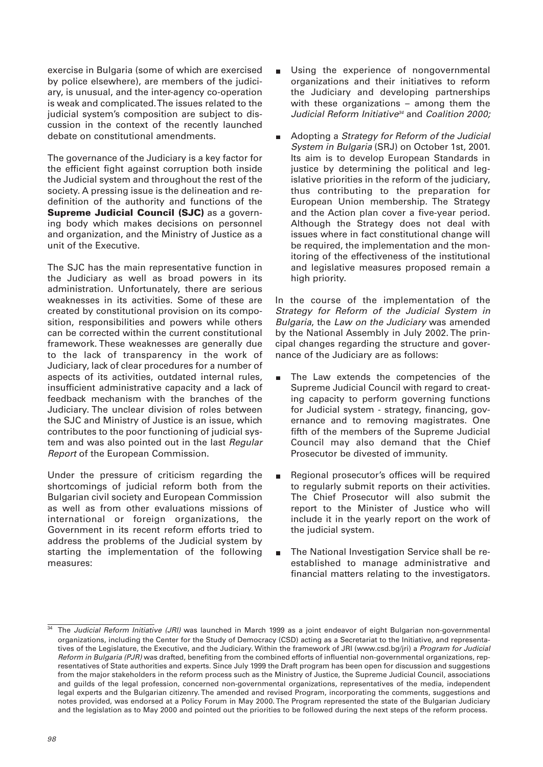exercise in Bulgaria (some of which are exercised by police elsewhere), are members of the judiciary, is unusual, and the inter-agency co-operation is weak and complicated. The issues related to the judicial system's composition are subject to discussion in the context of the recently launched debate on constitutional amendments.

The governance of the Judiciary is a key factor for the efficient fight against corruption both inside the Judicial system and throughout the rest of the society. A pressing issue is the delineation and redefinition of the authority and functions of the **Supreme Judicial Council (SJC)** as a governing body which makes decisions on personnel and organization, and the Ministry of Justice as a unit of the Executive.

The SJC has the main representative function in the Judiciary as well as broad powers in its administration. Unfortunately, there are serious weaknesses in its activities. Some of these are created by constitutional provision on its composition, responsibilities and powers while others can be corrected within the current constitutional framework. These weaknesses are generally due to the lack of transparency in the work of Judiciary, lack of clear procedures for a number of aspects of its activities, outdated internal rules, insufficient administrative capacity and a lack of feedback mechanism with the branches of the Judiciary. The unclear division of roles between the SJC and Ministry of Justice is an issue, which contributes to the poor functioning of judicial system and was also pointed out in the last *Regular Report* of the European Commission.

Under the pressure of criticism regarding the shortcomings of judicial reform both from the Bulgarian civil society and European Commission as well as from other evaluations missions of international or foreign organizations, the Government in its recent reform efforts tried to address the problems of the Judicial system by starting the implementation of the following measures:

- Using the experience of nongovernmental organizations and their initiatives to reform the Judiciary and developing partnerships with these organizations – among them the *Judicial Reform Initiative*[34] and *Coalition 2000;*
- Adopting a *Strategy for Reform of the Judicial System in Bulgaria* (SRJ) on October 1st, 2001. Its aim is to develop European Standards in justice by determining the political and legislative priorities in the reform of the judiciary, thus contributing to the preparation for European Union membership. The Strategy and the Action plan cover a five-year period. Although the Strategy does not deal with issues where in fact constitutional change will be required, the implementation and the monitoring of the effectiveness of the institutional and legislative measures proposed remain a high priority.

In the course of the implementation of the *Strategy for Reform of the Judicial System in Bulgaria*, the *Law on the Judiciary* was amended by the National Assembly in July 2002. The principal changes regarding the structure and governance of the Judiciary are as follows:

- The Law extends the competencies of the Supreme Judicial Council with regard to creating capacity to perform governing functions for Judicial system - strategy, financing, governance and to removing magistrates. One fifth of the members of the Supreme Judicial Council may also demand that the Chief Prosecutor be divested of immunity.
- Regional prosecutor's offices will be required to regularly submit reports on their activities. The Chief Prosecutor will also submit the report to the Minister of Justice who will include it in the yearly report on the work of the judicial system.
- The National Investigation Service shall be re-established to manage administrative and financial matters relating to the investigators.

---

[34] The *Judicial Reform Initiative (JRI)* was launched in March 1999 as a joint endeavor of eight Bulgarian non-governmental organizations, including the Center for the Study of Democracy (CSD) acting as a Secretariat to the Initiative, and representatives of the Legislature, the Executive, and the Judiciary. Within the framework of JRI (www.csd.bg/jri) a *Program for Judicial Reform in Bulgaria (PJR)* was drafted, benefiting from the combined efforts of influential non-governmental organizations, representatives of State authorities and experts. Since July 1999 the Draft program has been open for discussion and suggestions from the major stakeholders in the reform process such as the Ministry of Justice, the Supreme Judicial Council, associations and guilds of the legal profession, concerned non-governmental organizations, representatives of the media, independent legal experts and the Bulgarian citizenry. The amended and revised Program, incorporating the comments, suggestions and notes provided, was endorsed at a Policy Forum in May 2000. The Program represented the state of the Bulgarian Judiciary and the legislation as to May 2000 and pointed out the priorities to be followed during the next steps of the reform process.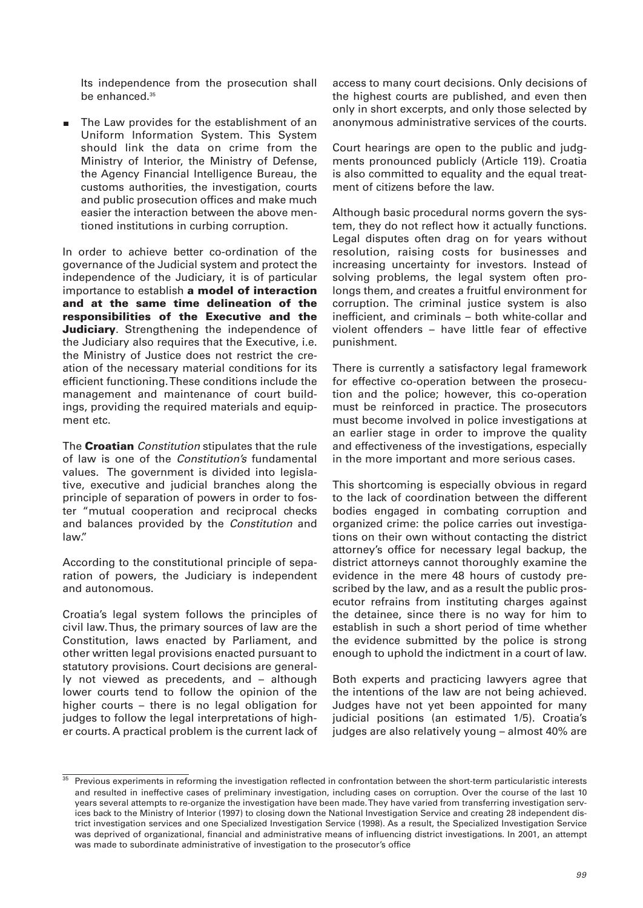Its independence from the prosecution shall be enhanced.[35]

- The Law provides for the establishment of an Uniform Information System. This System should link the data on crime from the Ministry of Interior, the Ministry of Defense, the Agency Financial Intelligence Bureau, the customs authorities, the investigation, courts and public prosecution offices and make much easier the interaction between the above mentioned institutions in curbing corruption.

In order to achieve better co-ordination of the governance of the Judicial system and protect the independence of the Judiciary, it is of particular importance to establish **a model of interaction and at the same time delineation of the responsibilities of the Executive and the Judiciary**. Strengthening the independence of the Judiciary also requires that the Executive, i.e. the Ministry of Justice does not restrict the creation of the necessary material conditions for its efficient functioning. These conditions include the management and maintenance of court buildings, providing the required materials and equipment etc.

The **Croatian** *Constitution* stipulates that the rule of law is one of the *Constitution's* fundamental values. The government is divided into legislative, executive and judicial branches along the principle of separation of powers in order to foster "mutual cooperation and reciprocal checks and balances provided by the *Constitution* and law."

According to the constitutional principle of separation of powers, the Judiciary is independent and autonomous.

Croatia's legal system follows the principles of civil law. Thus, the primary sources of law are the Constitution, laws enacted by Parliament, and other written legal provisions enacted pursuant to statutory provisions. Court decisions are generally not viewed as precedents, and – although lower courts tend to follow the opinion of the higher courts – there is no legal obligation for judges to follow the legal interpretations of higher courts. A practical problem is the current lack of access to many court decisions. Only decisions of the highest courts are published, and even then only in short excerpts, and only those selected by anonymous administrative services of the courts.

Court hearings are open to the public and judgments pronounced publicly (Article 119). Croatia is also committed to equality and the equal treatment of citizens before the law.

Although basic procedural norms govern the system, they do not reflect how it actually functions. Legal disputes often drag on for years without resolution, raising costs for businesses and increasing uncertainty for investors. Instead of solving problems, the legal system often prolongs them, and creates a fruitful environment for corruption. The criminal justice system is also inefficient, and criminals – both white-collar and violent offenders – have little fear of effective punishment.

There is currently a satisfactory legal framework for effective co-operation between the prosecution and the police; however, this co-operation must be reinforced in practice. The prosecutors must become involved in police investigations at an earlier stage in order to improve the quality and effectiveness of the investigations, especially in the more important and more serious cases.

This shortcoming is especially obvious in regard to the lack of coordination between the different bodies engaged in combating corruption and organized crime: the police carries out investigations on their own without contacting the district attorney's office for necessary legal backup, the district attorneys cannot thoroughly examine the evidence in the mere 48 hours of custody prescribed by the law, and as a result the public prosecutor refrains from instituting charges against the detainee, since there is no way for him to establish in such a short period of time whether the evidence submitted by the police is strong enough to uphold the indictment in a court of law.

Both experts and practicing lawyers agree that the intentions of the law are not being achieved. Judges have not yet been appointed for many judicial positions (an estimated 1/5). Croatia's judges are also relatively young – almost 40% are

---

[35] Previous experiments in reforming the investigation reflected in confrontation between the short-term particularistic interests and resulted in ineffective cases of preliminary investigation, including cases on corruption. Over the course of the last 10 years several attempts to re-organize the investigation have been made. They have varied from transferring investigation services back to the Ministry of Interior (1997) to closing down the National Investigation Service and creating 28 independent district investigation services and one Specialized Investigation Service (1998). As a result, the Specialized Investigation Service was deprived of organizational, financial and administrative means of influencing district investigations. In 2001, an attempt was made to subordinate administrative of investigation to the prosecutor's office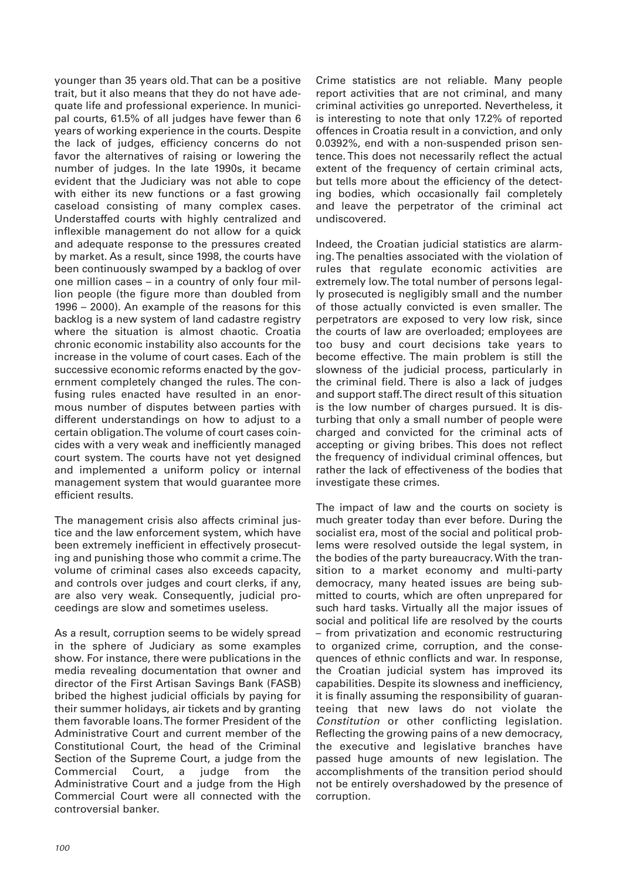younger than 35 years old. That can be a positive trait, but it also means that they do not have adequate life and professional experience. In municipal courts, 61.5% of all judges have fewer than 6 years of working experience in the courts. Despite the lack of judges, efficiency concerns do not favor the alternatives of raising or lowering the number of judges. In the late 1990s, it became evident that the Judiciary was not able to cope with either its new functions or a fast growing caseload consisting of many complex cases. Understaffed courts with highly centralized and inflexible management do not allow for a quick and adequate response to the pressures created by market. As a result, since 1998, the courts have been continuously swamped by a backlog of over one million cases – in a country of only four million people (the figure more than doubled from 1996 – 2000). An example of the reasons for this backlog is a new system of land cadastre registry where the situation is almost chaotic. Croatia chronic economic instability also accounts for the increase in the volume of court cases. Each of the successive economic reforms enacted by the government completely changed the rules. The confusing rules enacted have resulted in an enormous number of disputes between parties with different understandings on how to adjust to a certain obligation. The volume of court cases coincides with a very weak and inefficiently managed court system. The courts have not yet designed and implemented a uniform policy or internal management system that would guarantee more efficient results.

The management crisis also affects criminal justice and the law enforcement system, which have been extremely inefficient in effectively prosecuting and punishing those who commit a crime. The volume of criminal cases also exceeds capacity, and controls over judges and court clerks, if any, are also very weak. Consequently, judicial proceedings are slow and sometimes useless.

As a result, corruption seems to be widely spread in the sphere of Judiciary as some examples show. For instance, there were publications in the media revealing documentation that owner and director of the First Artisan Savings Bank (FASB) bribed the highest judicial officials by paying for their summer holidays, air tickets and by granting them favorable loans. The former President of the Administrative Court and current member of the Constitutional Court, the head of the Criminal Section of the Supreme Court, a judge from the Commercial Court, a judge from the Administrative Court and a judge from the High Commercial Court were all connected with the controversial banker.

Crime statistics are not reliable. Many people report activities that are not criminal, and many criminal activities go unreported. Nevertheless, it is interesting to note that only 17.2% of reported offences in Croatia result in a conviction, and only 0.0392%, end with a non-suspended prison sentence. This does not necessarily reflect the actual extent of the frequency of certain criminal acts, but tells more about the efficiency of the detecting bodies, which occasionally fail completely and leave the perpetrator of the criminal act undiscovered.

Indeed, the Croatian judicial statistics are alarming. The penalties associated with the violation of rules that regulate economic activities are extremely low. The total number of persons legally prosecuted is negligibly small and the number of those actually convicted is even smaller. The perpetrators are exposed to very low risk, since the courts of law are overloaded; employees are too busy and court decisions take years to become effective. The main problem is still the slowness of the judicial process, particularly in the criminal field. There is also a lack of judges and support staff. The direct result of this situation is the low number of charges pursued. It is disturbing that only a small number of people were charged and convicted for the criminal acts of accepting or giving bribes. This does not reflect the frequency of individual criminal offences, but rather the lack of effectiveness of the bodies that investigate these crimes.

The impact of law and the courts on society is much greater today than ever before. During the socialist era, most of the social and political problems were resolved outside the legal system, in the bodies of the party bureaucracy. With the transition to a market economy and multi-party democracy, many heated issues are being submitted to courts, which are often unprepared for such hard tasks. Virtually all the major issues of social and political life are resolved by the courts – from privatization and economic restructuring to organized crime, corruption, and the consequences of ethnic conflicts and war. In response, the Croatian judicial system has improved its capabilities. Despite its slowness and inefficiency, it is finally assuming the responsibility of guaranteeing that new laws do not violate the *Constitution* or other conflicting legislation. Reflecting the growing pains of a new democracy, the executive and legislative branches have passed huge amounts of new legislation. The accomplishments of the transition period should not be entirely overshadowed by the presence of corruption.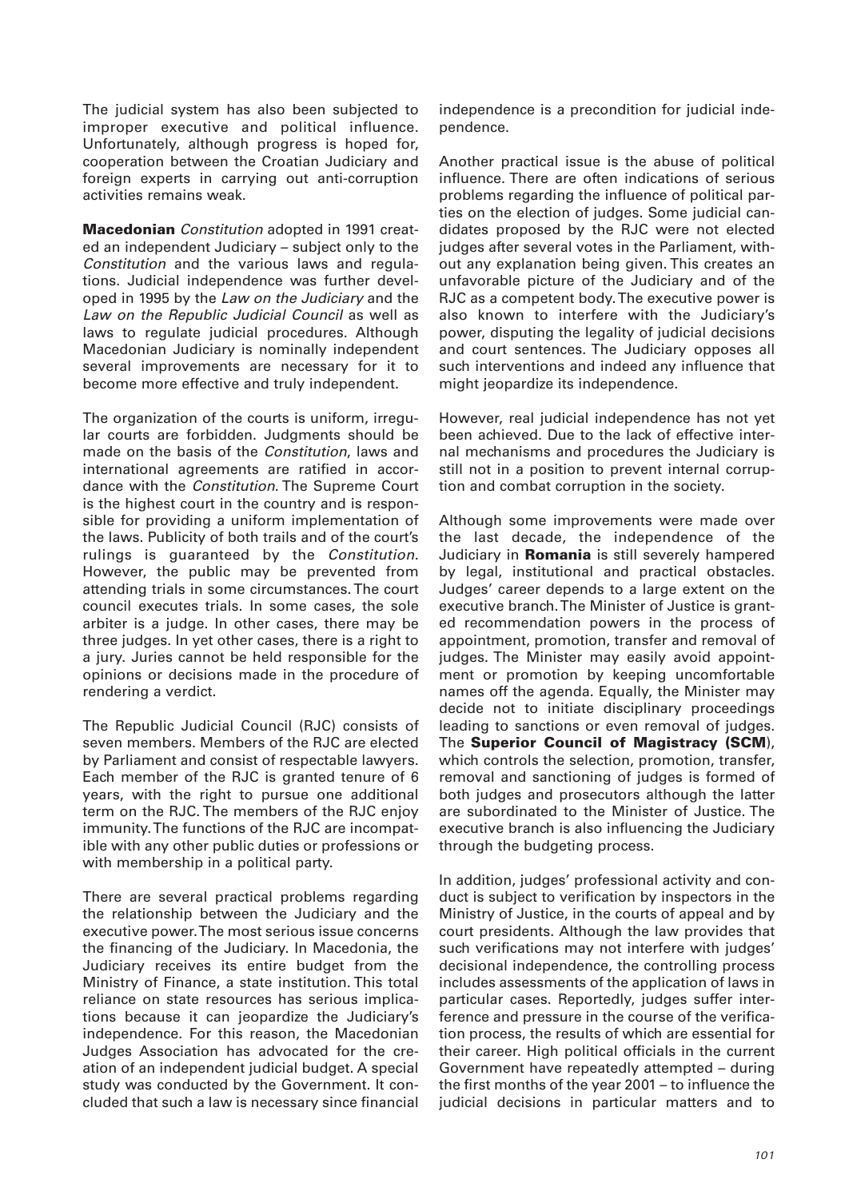The judicial system has also been subjected to improper executive and political influence. Unfortunately, although progress is hoped for, cooperation between the Croatian Judiciary and foreign experts in carrying out anti-corruption activities remains weak.

**Macedonian** *Constitution* adopted in 1991 created an independent Judiciary – subject only to the *Constitution* and the various laws and regulations. Judicial independence was further developed in 1995 by the *Law on the Judiciary* and the *Law on the Republic Judicial Council* as well as laws to regulate judicial procedures. Although Macedonian Judiciary is nominally independent several improvements are necessary for it to become more effective and truly independent.

The organization of the courts is uniform, irregular courts are forbidden. Judgments should be made on the basis of the *Constitution*, laws and international agreements are ratified in accordance with the *Constitution*. The Supreme Court is the highest court in the country and is responsible for providing a uniform implementation of the laws. Publicity of both trails and of the court's rulings is guaranteed by the *Constitution*. However, the public may be prevented from attending trials in some circumstances. The court council executes trials. In some cases, the sole arbiter is a judge. In other cases, there may be three judges. In yet other cases, there is a right to a jury. Juries cannot be held responsible for the opinions or decisions made in the procedure of rendering a verdict.

The Republic Judicial Council (RJC) consists of seven members. Members of the RJC are elected by Parliament and consist of respectable lawyers. Each member of the RJC is granted tenure of 6 years, with the right to pursue one additional term on the RJC. The members of the RJC enjoy immunity. The functions of the RJC are incompatible with any other public duties or professions or with membership in a political party.

There are several practical problems regarding the relationship between the Judiciary and the executive power. The most serious issue concerns the financing of the Judiciary. In Macedonia, the Judiciary receives its entire budget from the Ministry of Finance, a state institution. This total reliance on state resources has serious implications because it can jeopardize the Judiciary's independence. For this reason, the Macedonian Judges Association has advocated for the creation of an independent judicial budget. A special study was conducted by the Government. It concluded that such a law is necessary since financial independence is a precondition for judicial independence.

Another practical issue is the abuse of political influence. There are often indications of serious problems regarding the influence of political parties on the election of judges. Some judicial candidates proposed by the RJC were not elected judges after several votes in the Parliament, without any explanation being given. This creates an unfavorable picture of the Judiciary and of the RJC as a competent body. The executive power is also known to interfere with the Judiciary's power, disputing the legality of judicial decisions and court sentences. The Judiciary opposes all such interventions and indeed any influence that might jeopardize its independence.

However, real judicial independence has not yet been achieved. Due to the lack of effective internal mechanisms and procedures the Judiciary is still not in a position to prevent internal corruption and combat corruption in the society.

Although some improvements were made over the last decade, the independence of the Judiciary in **Romania** is still severely hampered by legal, institutional and practical obstacles. Judges' career depends to a large extent on the executive branch. The Minister of Justice is granted recommendation powers in the process of appointment, promotion, transfer and removal of judges. The Minister may easily avoid appointment or promotion by keeping uncomfortable names off the agenda. Equally, the Minister may decide not to initiate disciplinary proceedings leading to sanctions or even removal of judges. The **Superior Council of Magistracy (SCM**), which controls the selection, promotion, transfer, removal and sanctioning of judges is formed of both judges and prosecutors although the latter are subordinated to the Minister of Justice. The executive branch is also influencing the Judiciary through the budgeting process.

In addition, judges' professional activity and conduct is subject to verification by inspectors in the Ministry of Justice, in the courts of appeal and by court presidents. Although the law provides that such verifications may not interfere with judges' decisional independence, the controlling process includes assessments of the application of laws in particular cases. Reportedly, judges suffer interference and pressure in the course of the verification process, the results of which are essential for their career. High political officials in the current Government have repeatedly attempted – during the first months of the year 2001 – to influence the judicial decisions in particular matters and to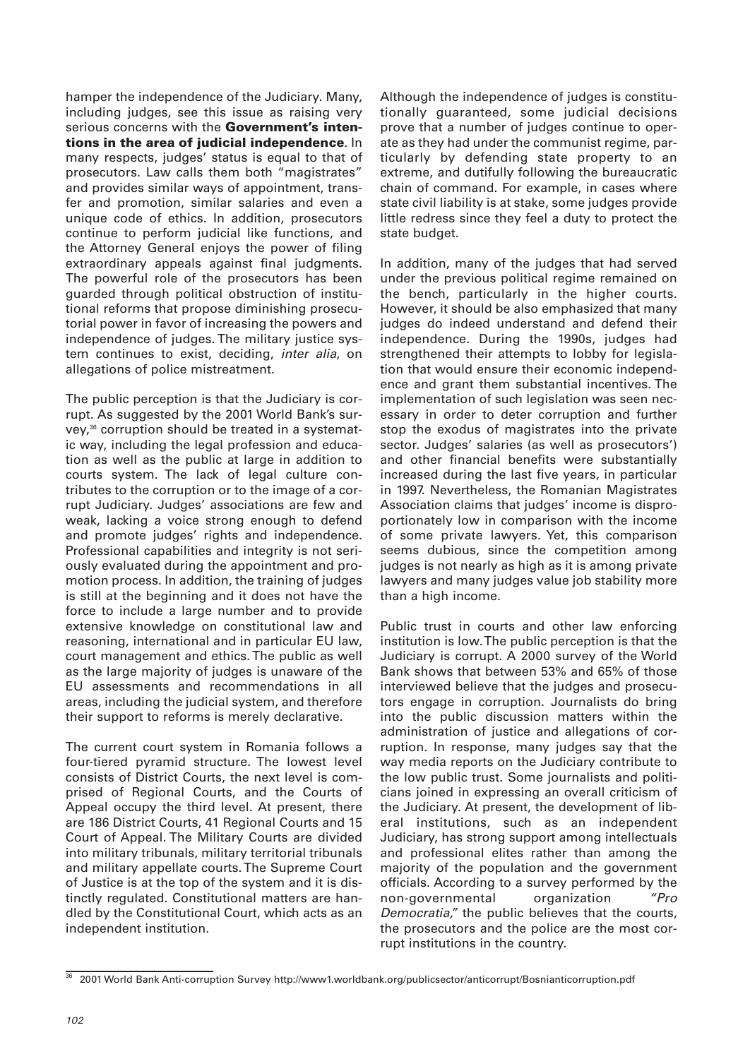hamper the independence of the Judiciary. Many, including judges, see this issue as raising very serious concerns with the **Government's intentions in the area of judicial independence**. In many respects, judges' status is equal to that of prosecutors. Law calls them both "magistrates" and provides similar ways of appointment, transfer and promotion, similar salaries and even a unique code of ethics. In addition, prosecutors continue to perform judicial like functions, and the Attorney General enjoys the power of filing extraordinary appeals against final judgments. The powerful role of the prosecutors has been guarded through political obstruction of institutional reforms that propose diminishing prosecutorial power in favor of increasing the powers and independence of judges. The military justice system continues to exist, deciding, *inter alia*, on allegations of police mistreatment.

The public perception is that the Judiciary is corrupt. As suggested by the 2001 World Bank's survey,[36] corruption should be treated in a systematic way, including the legal profession and education as well as the public at large in addition to courts system. The lack of legal culture contributes to the corruption or to the image of a corrupt Judiciary. Judges' associations are few and weak, lacking a voice strong enough to defend and promote judges' rights and independence. Professional capabilities and integrity is not seriously evaluated during the appointment and promotion process. In addition, the training of judges is still at the beginning and it does not have the force to include a large number and to provide extensive knowledge on constitutional law and reasoning, international and in particular EU law, court management and ethics. The public as well as the large majority of judges is unaware of the EU assessments and recommendations in all areas, including the judicial system, and therefore their support to reforms is merely declarative.

The current court system in Romania follows a four-tiered pyramid structure. The lowest level consists of District Courts, the next level is comprised of Regional Courts, and the Courts of Appeal occupy the third level. At present, there are 186 District Courts, 41 Regional Courts and 15 Court of Appeal. The Military Courts are divided into military tribunals, military territorial tribunals and military appellate courts. The Supreme Court of Justice is at the top of the system and it is distinctly regulated. Constitutional matters are handled by the Constitutional Court, which acts as an independent institution.

Although the independence of judges is constitutionally guaranteed, some judicial decisions prove that a number of judges continue to operate as they had under the communist regime, particularly by defending state property to an extreme, and dutifully following the bureaucratic chain of command. For example, in cases where state civil liability is at stake, some judges provide little redress since they feel a duty to protect the state budget.

In addition, many of the judges that had served under the previous political regime remained on the bench, particularly in the higher courts. However, it should be also emphasized that many judges do indeed understand and defend their independence. During the 1990s, judges had strengthened their attempts to lobby for legislation that would ensure their economic independence and grant them substantial incentives. The implementation of such legislation was seen necessary in order to deter corruption and further stop the exodus of magistrates into the private sector. Judges' salaries (as well as prosecutors') and other financial benefits were substantially increased during the last five years, in particular in 1997. Nevertheless, the Romanian Magistrates Association claims that judges' income is disproportionately low in comparison with the income of some private lawyers. Yet, this comparison seems dubious, since the competition among judges is not nearly as high as it is among private lawyers and many judges value job stability more than a high income.

Public trust in courts and other law enforcing institution is low. The public perception is that the Judiciary is corrupt. A 2000 survey of the World Bank shows that between 53% and 65% of those interviewed believe that the judges and prosecutors engage in corruption. Journalists do bring into the public discussion matters within the administration of justice and allegations of corruption. In response, many judges say that the way media reports on the Judiciary contribute to the low public trust. Some journalists and politicians joined in expressing an overall criticism of the Judiciary. At present, the development of liberal institutions, such as an independent Judiciary, has strong support among intellectuals and professional elites rather than among the majority of the population and the government officials. According to a survey performed by the non-governmental organization *"Pro Democratia,"* the public believes that the courts, the prosecutors and the police are the most corrupt institutions in the country.

---

[36] 2001 World Bank Anti-corruption Survey http://www1.worldbank.org/publicsector/anticorrupt/Bosnianticorruption.pdf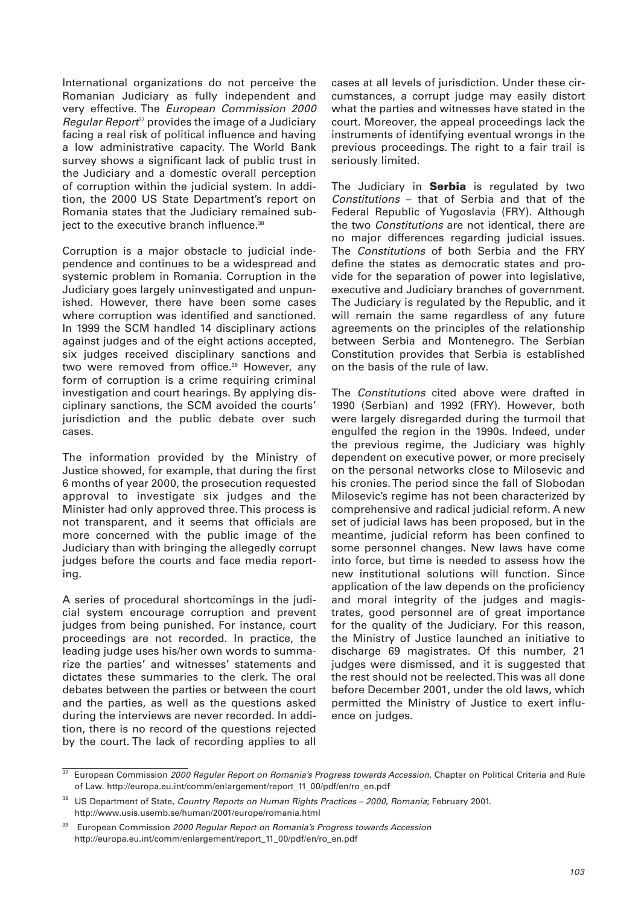International organizations do not perceive the Romanian Judiciary as fully independent and very effective. The *European Commission 2000 Regular Report*[37] provides the image of a Judiciary facing a real risk of political influence and having a low administrative capacity. The World Bank survey shows a significant lack of public trust in the Judiciary and a domestic overall perception of corruption within the judicial system. In addition, the 2000 US State Department's report on Romania states that the Judiciary remained subject to the executive branch influence.[38]

Corruption is a major obstacle to judicial independence and continues to be a widespread and systemic problem in Romania. Corruption in the Judiciary goes largely uninvestigated and unpunished. However, there have been some cases where corruption was identified and sanctioned. In 1999 the SCM handled 14 disciplinary actions against judges and of the eight actions accepted, six judges received disciplinary sanctions and two were removed from office.[39] However, any form of corruption is a crime requiring criminal investigation and court hearings. By applying disciplinary sanctions, the SCM avoided the courts' jurisdiction and the public debate over such cases.

The information provided by the Ministry of Justice showed, for example, that during the first 6 months of year 2000, the prosecution requested approval to investigate six judges and the Minister had only approved three. This process is not transparent, and it seems that officials are more concerned with the public image of the Judiciary than with bringing the allegedly corrupt judges before the courts and face media reporting.

A series of procedural shortcomings in the judicial system encourage corruption and prevent judges from being punished. For instance, court proceedings are not recorded. In practice, the leading judge uses his/her own words to summarize the parties' and witnesses' statements and dictates these summaries to the clerk. The oral debates between the parties or between the court and the parties, as well as the questions asked during the interviews are never recorded. In addition, there is no record of the questions rejected by the court. The lack of recording applies to all cases at all levels of jurisdiction. Under these circumstances, a corrupt judge may easily distort what the parties and witnesses have stated in the court. Moreover, the appeal proceedings lack the instruments of identifying eventual wrongs in the previous proceedings. The right to a fair trail is seriously limited.

The Judiciary in **Serbia** is regulated by two *Constitutions* – that of Serbia and that of the Federal Republic of Yugoslavia (FRY). Although the two *Constitutions* are not identical, there are no major differences regarding judicial issues. The *Constitutions* of both Serbia and the FRY define the states as democratic states and provide for the separation of power into legislative, executive and Judiciary branches of government. The Judiciary is regulated by the Republic, and it will remain the same regardless of any future agreements on the principles of the relationship between Serbia and Montenegro. The Serbian Constitution provides that Serbia is established on the basis of the rule of law.

The *Constitutions* cited above were drafted in 1990 (Serbian) and 1992 (FRY). However, both were largely disregarded during the turmoil that engulfed the region in the 1990s. Indeed, under the previous regime, the Judiciary was highly dependent on executive power, or more precisely on the personal networks close to Milosevic and his cronies. The period since the fall of Slobodan Milosevic's regime has not been characterized by comprehensive and radical judicial reform. A new set of judicial laws has been proposed, but in the meantime, judicial reform has been confined to some personnel changes. New laws have come into force, but time is needed to assess how the new institutional solutions will function. Since application of the law depends on the proficiency and moral integrity of the judges and magistrates, good personnel are of great importance for the quality of the Judiciary. For this reason, the Ministry of Justice launched an initiative to discharge 69 magistrates. Of this number, 21 judges were dismissed, and it is suggested that the rest should not be reelected. This was all done before December 2001, under the old laws, which permitted the Ministry of Justice to exert influence on judges.

---

[37] European Commission *2000 Regular Report on Romania's Progress towards Accession*, Chapter on Political Criteria and Rule of Law. http://europa.eu.int/comm/enlargement/report_11_00/pdf/en/ro_en.pdf

[38] US Department of State, *Country Reports on Human Rights Practices – 2000, Romania*; February 2001. http://www.usis.usemb.se/human/2001/europe/romania.html

[39] European Commission *2000 Regular Report on Romania's Progress towards Accession* http://europa.eu.int/comm/enlargement/report_11_00/pdf/en/ro_en.pdf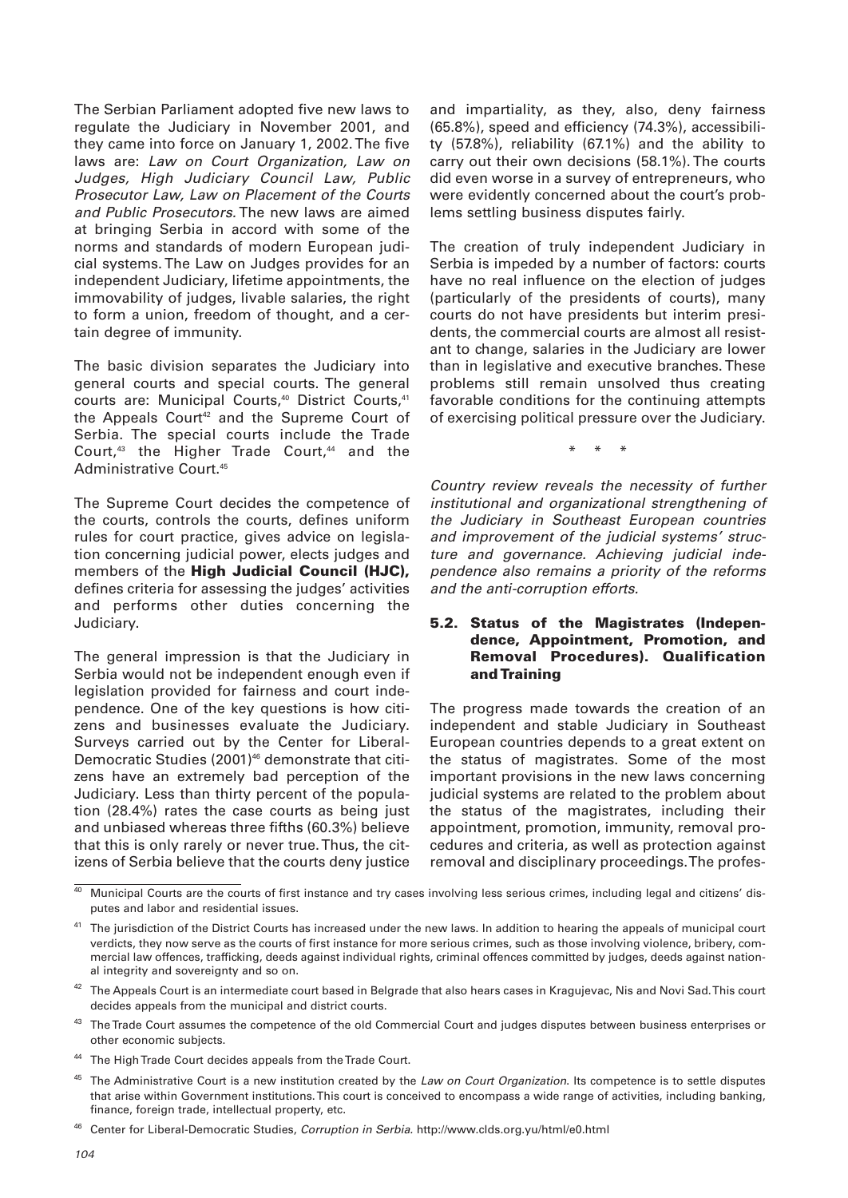The Serbian Parliament adopted five new laws to regulate the Judiciary in November 2001, and they came into force on January 1, 2002. The five laws are: *Law on Court Organization, Law on Judges, High Judiciary Council Law, Public Prosecutor Law, Law on Placement of the Courts and Public Prosecutors.* The new laws are aimed at bringing Serbia in accord with some of the norms and standards of modern European judicial systems. The Law on Judges provides for an independent Judiciary, lifetime appointments, the immovability of judges, livable salaries, the right to form a union, freedom of thought, and a certain degree of immunity.

The basic division separates the Judiciary into general courts and special courts. The general courts are: Municipal Courts,[40] District Courts,[41] the Appeals Court[42] and the Supreme Court of Serbia. The special courts include the Trade Court,[43] the Higher Trade Court,[44] and the Administrative Court.[45]

The Supreme Court decides the competence of the courts, controls the courts, defines uniform rules for court practice, gives advice on legislation concerning judicial power, elects judges and members of the **High Judicial Council (HJC),** defines criteria for assessing the judges' activities and performs other duties concerning the Judiciary.

The general impression is that the Judiciary in Serbia would not be independent enough even if legislation provided for fairness and court independence. One of the key questions is how citizens and businesses evaluate the Judiciary. Surveys carried out by the Center for Liberal-Democratic Studies (2001)[46] demonstrate that citizens have an extremely bad perception of the Judiciary. Less than thirty percent of the population (28.4%) rates the case courts as being just and unbiased whereas three fifths (60.3%) believe that this is only rarely or never true. Thus, the citizens of Serbia believe that the courts deny justice and impartiality, as they, also, deny fairness (65.8%), speed and efficiency (74.3%), accessibility (57.8%), reliability (67.1%) and the ability to carry out their own decisions (58.1%). The courts did even worse in a survey of entrepreneurs, who were evidently concerned about the court's problems settling business disputes fairly.

The creation of truly independent Judiciary in Serbia is impeded by a number of factors: courts have no real influence on the election of judges (particularly of the presidents of courts), many courts do not have presidents but interim presidents, the commercial courts are almost all resistant to change, salaries in the Judiciary are lower than in legislative and executive branches. These problems still remain unsolved thus creating favorable conditions for the continuing attempts of exercising political pressure over the Judiciary.

\* \* \*

*Country review reveals the necessity of further institutional and organizational strengthening of the Judiciary in Southeast European countries and improvement of the judicial systems' structure and governance. Achieving judicial independence also remains a priority of the reforms and the anti-corruption efforts.*

### 5.2. Status of the Magistrates (Independence, Appointment, Promotion, and Removal Procedures). Qualification and Training

The progress made towards the creation of an independent and stable Judiciary in Southeast European countries depends to a great extent on the status of magistrates. Some of the most important provisions in the new laws concerning judicial systems are related to the problem about the status of the magistrates, including their appointment, promotion, immunity, removal procedures and criteria, as well as protection against removal and disciplinary proceedings. The profes-

---

[40] Municipal Courts are the courts of first instance and try cases involving less serious crimes, including legal and citizens' disputes and labor and residential issues.

[41] The jurisdiction of the District Courts has increased under the new laws. In addition to hearing the appeals of municipal court verdicts, they now serve as the courts of first instance for more serious crimes, such as those involving violence, bribery, commercial law offences, trafficking, deeds against individual rights, criminal offences committed by judges, deeds against national integrity and sovereignty and so on.

[42] The Appeals Court is an intermediate court based in Belgrade that also hears cases in Kragujevac, Nis and Novi Sad. This court decides appeals from the municipal and district courts.

[43] The Trade Court assumes the competence of the old Commercial Court and judges disputes between business enterprises or other economic subjects.

[44] The High Trade Court decides appeals from the Trade Court.

[45] The Administrative Court is a new institution created by the *Law on Court Organization.* Its competence is to settle disputes that arise within Government institutions. This court is conceived to encompass a wide range of activities, including banking, finance, foreign trade, intellectual property, etc.

[46] Center for Liberal-Democratic Studies, *Corruption in Serbia.* http://www.clds.org.yu/html/e0.html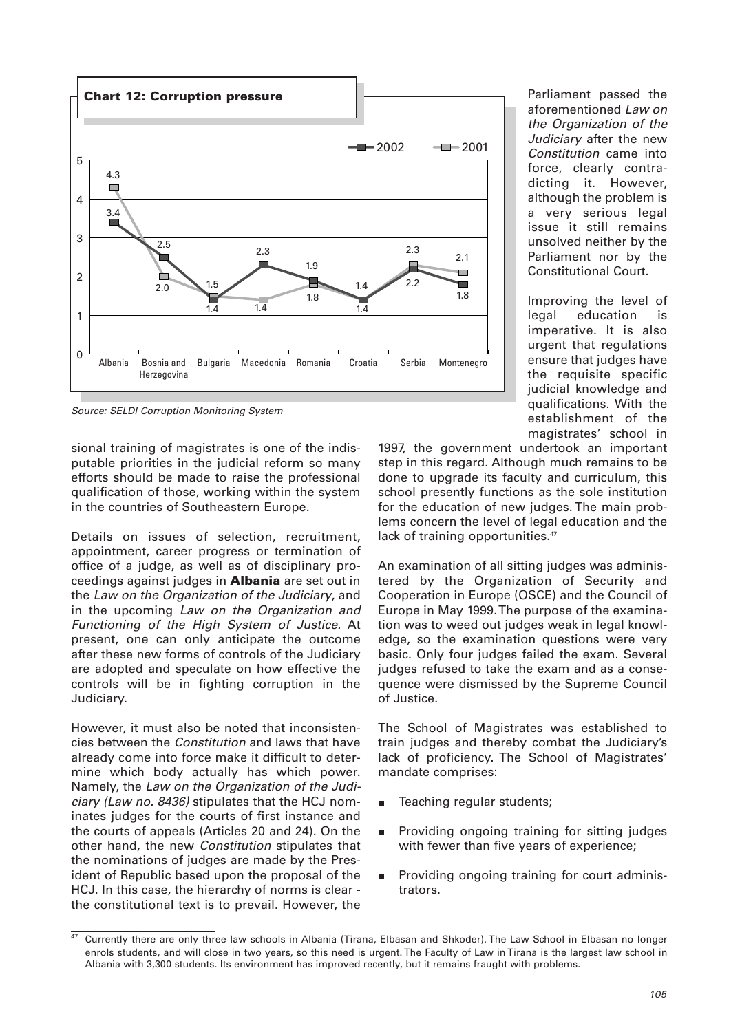**Chart 12: Corruption pressure**

| | Albania | Bosnia and Herzegovina | Bulgaria | Macedonia | Romania | Croatia | Serbia | Montenegro |
|---|---|---|---|---|---|---|---|---|
| 2002 | 3.4 | 2.5 | 1.4 | 2.3 | 1.9 | 1.4 | 2.2 | 1.8 |
| 2001 | 4.3 | 2.0 | 1.5 | 1.4 | 1.8 | 1.4 | 2.3 | 2.1 |

*Source: SELDI Corruption Monitoring System*

sional training of magistrates is one of the indisputable priorities in the judicial reform so many efforts should be made to raise the professional qualification of those, working within the system in the countries of Southeastern Europe.

Details on issues of selection, recruitment, appointment, career progress or termination of office of a judge, as well as of disciplinary proceedings against judges in **Albania** are set out in the *Law on the Organization of the Judiciary*, and in the upcoming *Law on the Organization and Functioning of the High System of Justice*. At present, one can only anticipate the outcome after these new forms of controls of the Judiciary are adopted and speculate on how effective the controls will be in fighting corruption in the Judiciary.

However, it must also be noted that inconsistencies between the *Constitution* and laws that have already come into force make it difficult to determine which body actually has which power. Namely, the *Law on the Organization of the Judiciary (Law no. 8436)* stipulates that the HCJ nominates judges for the courts of first instance and the courts of appeals (Articles 20 and 24). On the other hand, the new *Constitution* stipulates that the nominations of judges are made by the President of Republic based upon the proposal of the HCJ. In this case, the hierarchy of norms is clear - the constitutional text is to prevail. However, the Parliament passed the aforementioned *Law on the Organization of the Judiciary* after the new *Constitution* came into force, clearly contradicting it. However, although the problem is a very serious legal issue it still remains unsolved neither by the Parliament nor by the Constitutional Court.

Improving the level of legal education is imperative. It is also urgent that regulations ensure that judges have the requisite specific judicial knowledge and qualifications. With the establishment of the magistrates' school in 1997, the government undertook an important step in this regard. Although much remains to be done to upgrade its faculty and curriculum, this school presently functions as the sole institution for the education of new judges. The main problems concern the level of legal education and the lack of training opportunities.[47]

An examination of all sitting judges was administered by the Organization of Security and Cooperation in Europe (OSCE) and the Council of Europe in May 1999. The purpose of the examination was to weed out judges weak in legal knowledge, so the examination questions were very basic. Only four judges failed the exam. Several judges refused to take the exam and as a consequence were dismissed by the Supreme Council of Justice.

The School of Magistrates was established to train judges and thereby combat the Judiciary's lack of proficiency. The School of Magistrates' mandate comprises:

- Teaching regular students;
- Providing ongoing training for sitting judges with fewer than five years of experience;
- Providing ongoing training for court administrators.

[47] Currently there are only three law schools in Albania (Tirana, Elbasan and Shkoder). The Law School in Elbasan no longer enrols students, and will close in two years, so this need is urgent. The Faculty of Law in Tirana is the largest law school in Albania with 3,300 students. Its environment has improved recently, but it remains fraught with problems.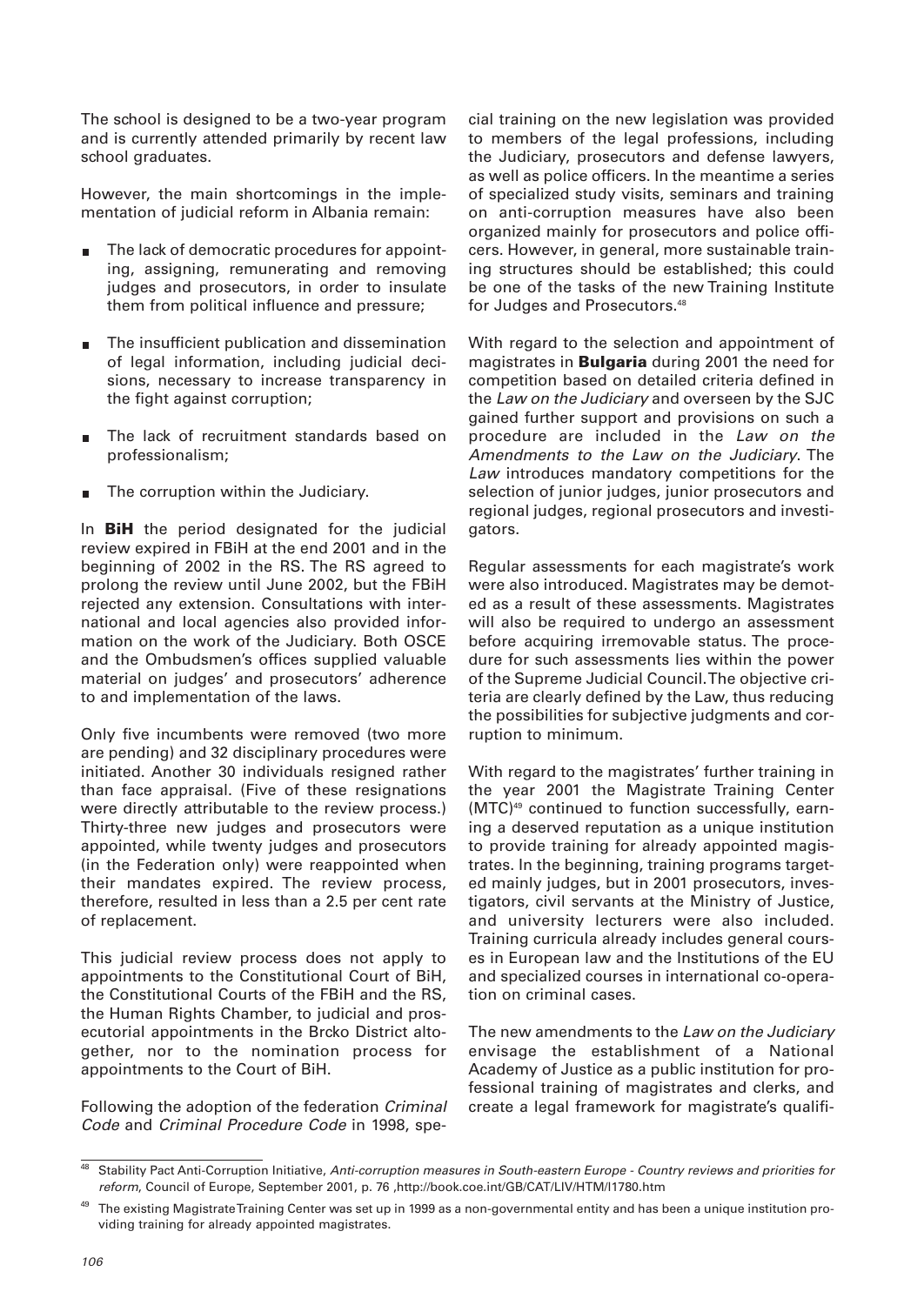The school is designed to be a two-year program and is currently attended primarily by recent law school graduates.

However, the main shortcomings in the implementation of judicial reform in Albania remain:

- The lack of democratic procedures for appointing, assigning, remunerating and removing judges and prosecutors, in order to insulate them from political influence and pressure;
- The insufficient publication and dissemination of legal information, including judicial decisions, necessary to increase transparency in the fight against corruption;
- The lack of recruitment standards based on professionalism;
- The corruption within the Judiciary.

In **BiH** the period designated for the judicial review expired in FBiH at the end 2001 and in the beginning of 2002 in the RS. The RS agreed to prolong the review until June 2002, but the FBiH rejected any extension. Consultations with international and local agencies also provided information on the work of the Judiciary. Both OSCE and the Ombudsmen's offices supplied valuable material on judges' and prosecutors' adherence to and implementation of the laws.

Only five incumbents were removed (two more are pending) and 32 disciplinary procedures were initiated. Another 30 individuals resigned rather than face appraisal. (Five of these resignations were directly attributable to the review process.) Thirty-three new judges and prosecutors were appointed, while twenty judges and prosecutors (in the Federation only) were reappointed when their mandates expired. The review process, therefore, resulted in less than a 2.5 per cent rate of replacement.

This judicial review process does not apply to appointments to the Constitutional Court of BiH, the Constitutional Courts of the FBiH and the RS, the Human Rights Chamber, to judicial and prosecutorial appointments in the Brcko District altogether, nor to the nomination process for appointments to the Court of BiH.

Following the adoption of the federation *Criminal Code* and *Criminal Procedure Code* in 1998, special training on the new legislation was provided to members of the legal professions, including the Judiciary, prosecutors and defense lawyers, as well as police officers. In the meantime a series of specialized study visits, seminars and training on anti-corruption measures have also been organized mainly for prosecutors and police officers. However, in general, more sustainable training structures should be established; this could be one of the tasks of the new Training Institute for Judges and Prosecutors.[48]

With regard to the selection and appointment of magistrates in **Bulgaria** during 2001 the need for competition based on detailed criteria defined in the *Law on the Judiciary* and overseen by the SJC gained further support and provisions on such a procedure are included in the *Law on the Amendments to the Law on the Judiciary*. The *Law* introduces mandatory competitions for the selection of junior judges, junior prosecutors and regional judges, regional prosecutors and investigators.

Regular assessments for each magistrate's work were also introduced. Magistrates may be demoted as a result of these assessments. Magistrates will also be required to undergo an assessment before acquiring irremovable status. The procedure for such assessments lies within the power of the Supreme Judicial Council. The objective criteria are clearly defined by the Law, thus reducing the possibilities for subjective judgments and corruption to minimum.

With regard to the magistrates' further training in the year 2001 the Magistrate Training Center (MTC)[49] continued to function successfully, earning a deserved reputation as a unique institution to provide training for already appointed magistrates. In the beginning, training programs targeted mainly judges, but in 2001 prosecutors, investigators, civil servants at the Ministry of Justice, and university lecturers were also included. Training curricula already includes general courses in European law and the Institutions of the EU and specialized courses in international co-operation on criminal cases.

The new amendments to the *Law on the Judiciary* envisage the establishment of a National Academy of Justice as a public institution for professional training of magistrates and clerks, and create a legal framework for magistrate's qualifi-

---

[48] Stability Pact Anti-Corruption Initiative, *Anti-corruption measures in South-eastern Europe - Country reviews and priorities for reform*, Council of Europe, September 2001, p. 76 ,http://book.coe.int/GB/CAT/LIV/HTM/l1780.htm

[49] The existing Magistrate Training Center was set up in 1999 as a non-governmental entity and has been a unique institution providing training for already appointed magistrates.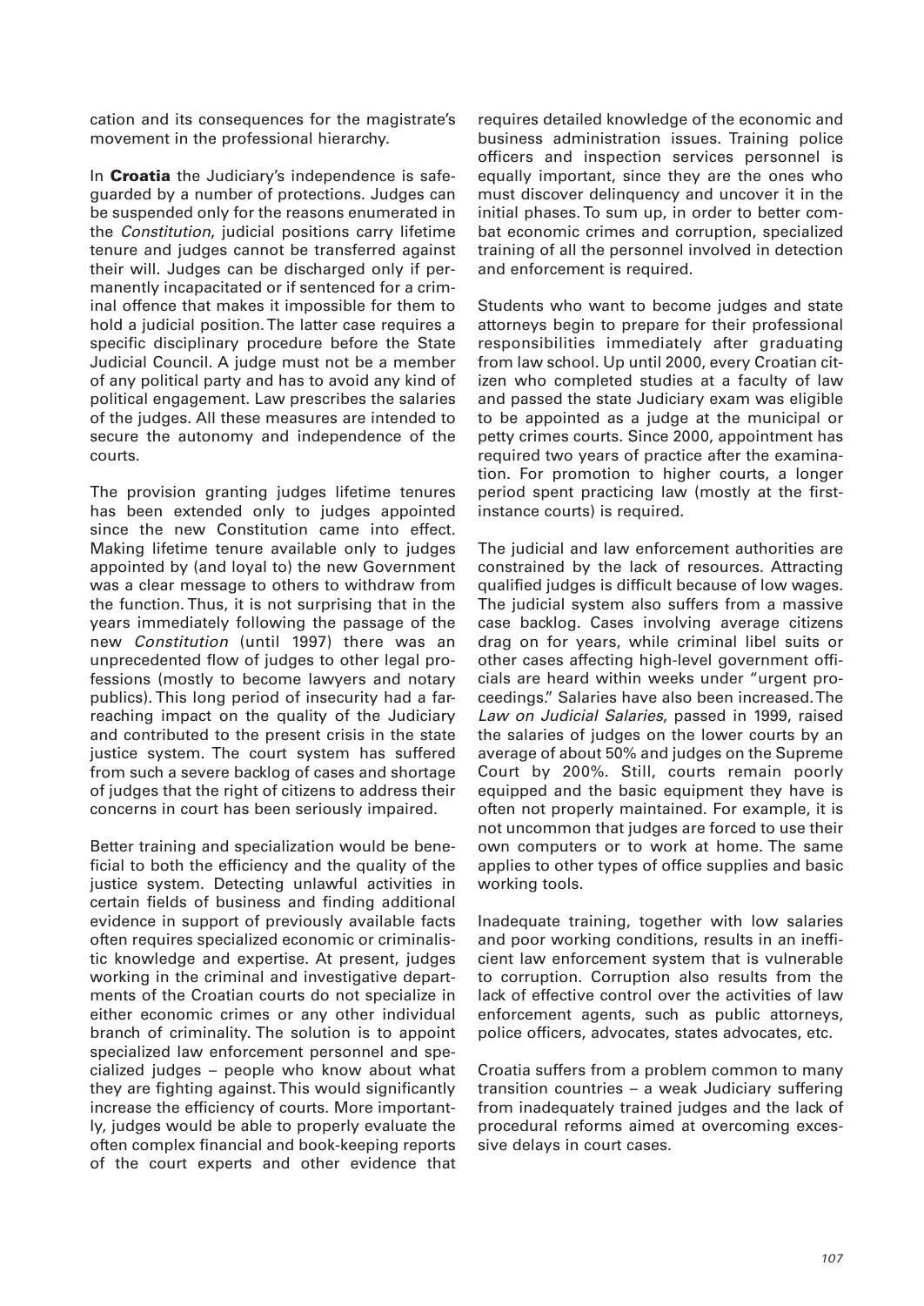cation and its consequences for the magistrate's movement in the professional hierarchy.

In **Croatia** the Judiciary's independence is safeguarded by a number of protections. Judges can be suspended only for the reasons enumerated in the *Constitution*, judicial positions carry lifetime tenure and judges cannot be transferred against their will. Judges can be discharged only if permanently incapacitated or if sentenced for a criminal offence that makes it impossible for them to hold a judicial position. The latter case requires a specific disciplinary procedure before the State Judicial Council. A judge must not be a member of any political party and has to avoid any kind of political engagement. Law prescribes the salaries of the judges. All these measures are intended to secure the autonomy and independence of the courts.

The provision granting judges lifetime tenures has been extended only to judges appointed since the new Constitution came into effect. Making lifetime tenure available only to judges appointed by (and loyal to) the new Government was a clear message to others to withdraw from the function. Thus, it is not surprising that in the years immediately following the passage of the new *Constitution* (until 1997) there was an unprecedented flow of judges to other legal professions (mostly to become lawyers and notary publics). This long period of insecurity had a far-reaching impact on the quality of the Judiciary and contributed to the present crisis in the state justice system. The court system has suffered from such a severe backlog of cases and shortage of judges that the right of citizens to address their concerns in court has been seriously impaired.

Better training and specialization would be beneficial to both the efficiency and the quality of the justice system. Detecting unlawful activities in certain fields of business and finding additional evidence in support of previously available facts often requires specialized economic or criminalistic knowledge and expertise. At present, judges working in the criminal and investigative departments of the Croatian courts do not specialize in either economic crimes or any other individual branch of criminality. The solution is to appoint specialized law enforcement personnel and specialized judges – people who know about what they are fighting against. This would significantly increase the efficiency of courts. More importantly, judges would be able to properly evaluate the often complex financial and book-keeping reports of the court experts and other evidence that requires detailed knowledge of the economic and business administration issues. Training police officers and inspection services personnel is equally important, since they are the ones who must discover delinquency and uncover it in the initial phases. To sum up, in order to better combat economic crimes and corruption, specialized training of all the personnel involved in detection and enforcement is required.

Students who want to become judges and state attorneys begin to prepare for their professional responsibilities immediately after graduating from law school. Up until 2000, every Croatian citizen who completed studies at a faculty of law and passed the state Judiciary exam was eligible to be appointed as a judge at the municipal or petty crimes courts. Since 2000, appointment has required two years of practice after the examination. For promotion to higher courts, a longer period spent practicing law (mostly at the first-instance courts) is required.

The judicial and law enforcement authorities are constrained by the lack of resources. Attracting qualified judges is difficult because of low wages. The judicial system also suffers from a massive case backlog. Cases involving average citizens drag on for years, while criminal libel suits or other cases affecting high-level government officials are heard within weeks under "urgent proceedings." Salaries have also been increased. The *Law on Judicial Salaries*, passed in 1999, raised the salaries of judges on the lower courts by an average of about 50% and judges on the Supreme Court by 200%. Still, courts remain poorly equipped and the basic equipment they have is often not properly maintained. For example, it is not uncommon that judges are forced to use their own computers or to work at home. The same applies to other types of office supplies and basic working tools.

Inadequate training, together with low salaries and poor working conditions, results in an inefficient law enforcement system that is vulnerable to corruption. Corruption also results from the lack of effective control over the activities of law enforcement agents, such as public attorneys, police officers, advocates, states advocates, etc.

Croatia suffers from a problem common to many transition countries – a weak Judiciary suffering from inadequately trained judges and the lack of procedural reforms aimed at overcoming excessive delays in court cases.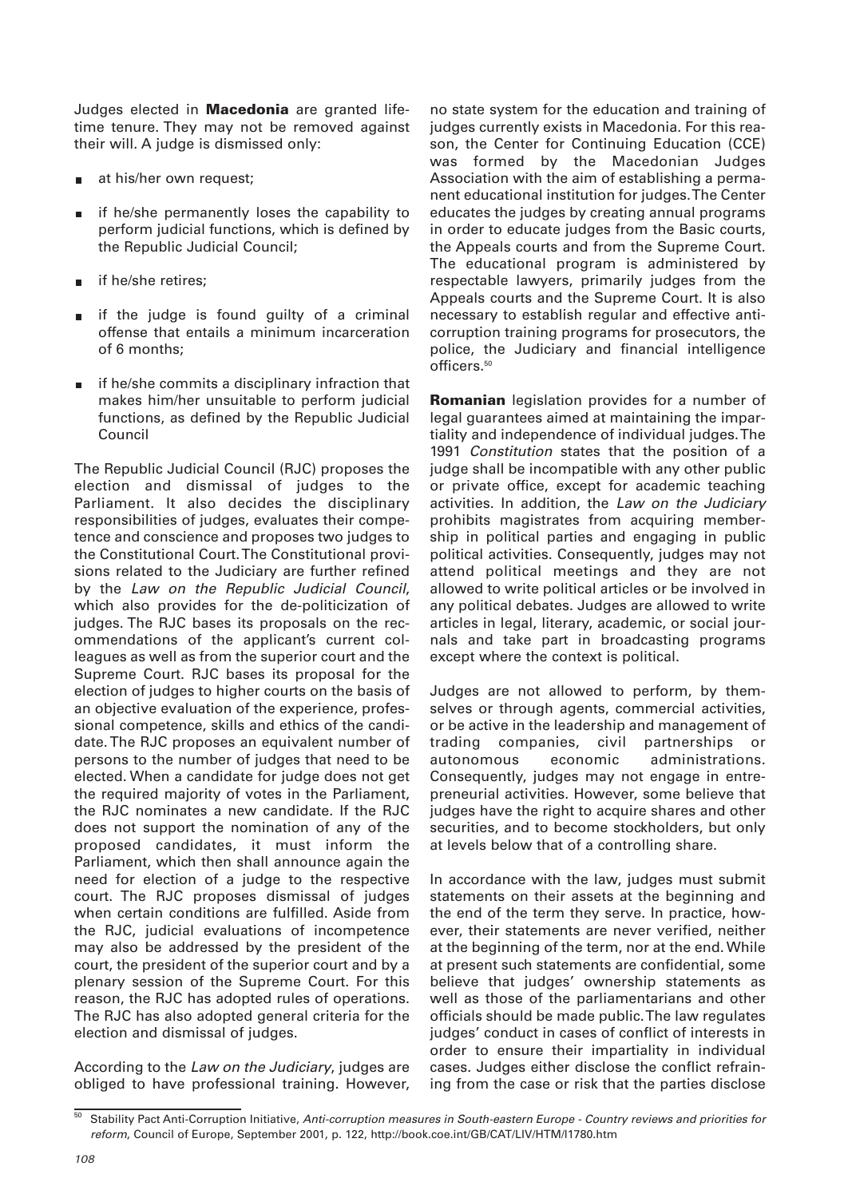Judges elected in **Macedonia** are granted lifetime tenure. They may not be removed against their will. A judge is dismissed only:

- at his/her own request;
- if he/she permanently loses the capability to perform judicial functions, which is defined by the Republic Judicial Council;
- if he/she retires;
- if the judge is found guilty of a criminal offense that entails a minimum incarceration of 6 months;
- if he/she commits a disciplinary infraction that makes him/her unsuitable to perform judicial functions, as defined by the Republic Judicial Council

The Republic Judicial Council (RJC) proposes the election and dismissal of judges to the Parliament. It also decides the disciplinary responsibilities of judges, evaluates their competence and conscience and proposes two judges to the Constitutional Court. The Constitutional provisions related to the Judiciary are further refined by the *Law on the Republic Judicial Council*, which also provides for the de-politicization of judges. The RJC bases its proposals on the recommendations of the applicant's current colleagues as well as from the superior court and the Supreme Court. RJC bases its proposal for the election of judges to higher courts on the basis of an objective evaluation of the experience, professional competence, skills and ethics of the candidate. The RJC proposes an equivalent number of persons to the number of judges that need to be elected. When a candidate for judge does not get the required majority of votes in the Parliament, the RJC nominates a new candidate. If the RJC does not support the nomination of any of the proposed candidates, it must inform the Parliament, which then shall announce again the need for election of a judge to the respective court. The RJC proposes dismissal of judges when certain conditions are fulfilled. Aside from the RJC, judicial evaluations of incompetence may also be addressed by the president of the court, the president of the superior court and by a plenary session of the Supreme Court. For this reason, the RJC has adopted rules of operations. The RJC has also adopted general criteria for the election and dismissal of judges.

According to the *Law on the Judiciary*, judges are obliged to have professional training. However, no state system for the education and training of judges currently exists in Macedonia. For this reason, the Center for Continuing Education (CCE) was formed by the Macedonian Judges Association with the aim of establishing a permanent educational institution for judges. The Center educates the judges by creating annual programs in order to educate judges from the Basic courts, the Appeals courts and from the Supreme Court. The educational program is administered by respectable lawyers, primarily judges from the Appeals courts and the Supreme Court. It is also necessary to establish regular and effective anti-corruption training programs for prosecutors, the police, the Judiciary and financial intelligence officers.[50]

**Romanian** legislation provides for a number of legal guarantees aimed at maintaining the impartiality and independence of individual judges. The 1991 *Constitution* states that the position of a judge shall be incompatible with any other public or private office, except for academic teaching activities. In addition, the *Law on the Judiciary* prohibits magistrates from acquiring membership in political parties and engaging in public political activities. Consequently, judges may not attend political meetings and they are not allowed to write political articles or be involved in any political debates. Judges are allowed to write articles in legal, literary, academic, or social journals and take part in broadcasting programs except where the context is political.

Judges are not allowed to perform, by themselves or through agents, commercial activities, or be active in the leadership and management of trading companies, civil partnerships or autonomous economic administrations. Consequently, judges may not engage in entrepreneurial activities. However, some believe that judges have the right to acquire shares and other securities, and to become stockholders, but only at levels below that of a controlling share.

In accordance with the law, judges must submit statements on their assets at the beginning and the end of the term they serve. In practice, however, their statements are never verified, neither at the beginning of the term, nor at the end. While at present such statements are confidential, some believe that judges' ownership statements as well as those of the parliamentarians and other officials should be made public. The law regulates judges' conduct in cases of conflict of interests in order to ensure their impartiality in individual cases. Judges either disclose the conflict refraining from the case or risk that the parties disclose

---

[50] Stability Pact Anti-Corruption Initiative, *Anti-corruption measures in South-eastern Europe - Country reviews and priorities for reform*, Council of Europe, September 2001, p. 122, http://book.coe.int/GB/CAT/LIV/HTM/l1780.htm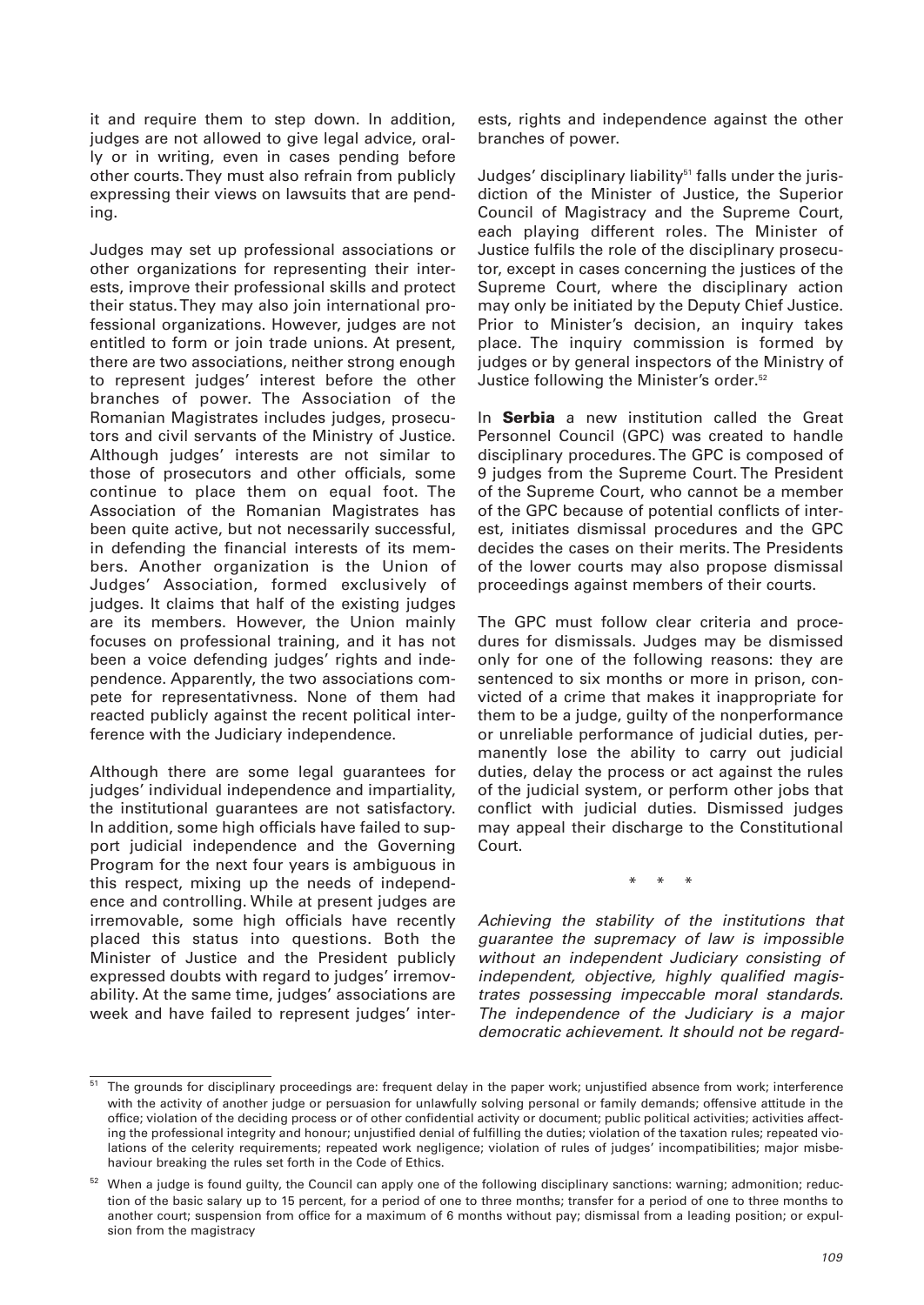it and require them to step down. In addition, judges are not allowed to give legal advice, orally or in writing, even in cases pending before other courts. They must also refrain from publicly expressing their views on lawsuits that are pending.

Judges may set up professional associations or other organizations for representing their interests, improve their professional skills and protect their status. They may also join international professional organizations. However, judges are not entitled to form or join trade unions. At present, there are two associations, neither strong enough to represent judges' interest before the other branches of power. The Association of the Romanian Magistrates includes judges, prosecutors and civil servants of the Ministry of Justice. Although judges' interests are not similar to those of prosecutors and other officials, some continue to place them on equal foot. The Association of the Romanian Magistrates has been quite active, but not necessarily successful, in defending the financial interests of its members. Another organization is the Union of Judges' Association, formed exclusively of judges. It claims that half of the existing judges are its members. However, the Union mainly focuses on professional training, and it has not been a voice defending judges' rights and independence. Apparently, the two associations compete for representativness. None of them had reacted publicly against the recent political interference with the Judiciary independence.

Although there are some legal guarantees for judges' individual independence and impartiality, the institutional guarantees are not satisfactory. In addition, some high officials have failed to support judicial independence and the Governing Program for the next four years is ambiguous in this respect, mixing up the needs of independence and controlling. While at present judges are irremovable, some high officials have recently placed this status into questions. Both the Minister of Justice and the President publicly expressed doubts with regard to judges' irremovability. At the same time, judges' associations are week and have failed to represent judges' interests, rights and independence against the other branches of power.

Judges' disciplinary liability[51] falls under the jurisdiction of the Minister of Justice, the Superior Council of Magistracy and the Supreme Court, each playing different roles. The Minister of Justice fulfils the role of the disciplinary prosecutor, except in cases concerning the justices of the Supreme Court, where the disciplinary action may only be initiated by the Deputy Chief Justice. Prior to Minister's decision, an inquiry takes place. The inquiry commission is formed by judges or by general inspectors of the Ministry of Justice following the Minister's order.[52]

In **Serbia** a new institution called the Great Personnel Council (GPC) was created to handle disciplinary procedures. The GPC is composed of 9 judges from the Supreme Court. The President of the Supreme Court, who cannot be a member of the GPC because of potential conflicts of interest, initiates dismissal procedures and the GPC decides the cases on their merits. The Presidents of the lower courts may also propose dismissal proceedings against members of their courts.

The GPC must follow clear criteria and procedures for dismissals. Judges may be dismissed only for one of the following reasons: they are sentenced to six months or more in prison, convicted of a crime that makes it inappropriate for them to be a judge, guilty of the nonperformance or unreliable performance of judicial duties, permanently lose the ability to carry out judicial duties, delay the process or act against the rules of the judicial system, or perform other jobs that conflict with judicial duties. Dismissed judges may appeal their discharge to the Constitutional Court.

\* \* \*

*Achieving the stability of the institutions that guarantee the supremacy of law is impossible without an independent Judiciary consisting of independent, objective, highly qualified magistrates possessing impeccable moral standards. The independence of the Judiciary is a major democratic achievement. It should not be regard-*

---

[51] The grounds for disciplinary proceedings are: frequent delay in the paper work; unjustified absence from work; interference with the activity of another judge or persuasion for unlawfully solving personal or family demands; offensive attitude in the office; violation of the deciding process or of other confidential activity or document; public political activities; activities affecting the professional integrity and honour; unjustified denial of fulfilling the duties; violation of the taxation rules; repeated violations of the celerity requirements; repeated work negligence; violation of rules of judges' incompatibilities; major misbehaviour breaking the rules set forth in the Code of Ethics.

[52] When a judge is found guilty, the Council can apply one of the following disciplinary sanctions: warning; admonition; reduction of the basic salary up to 15 percent, for a period of one to three months; transfer for a period of one to three months to another court; suspension from office for a maximum of 6 months without pay; dismissal from a leading position; or expulsion from the magistracy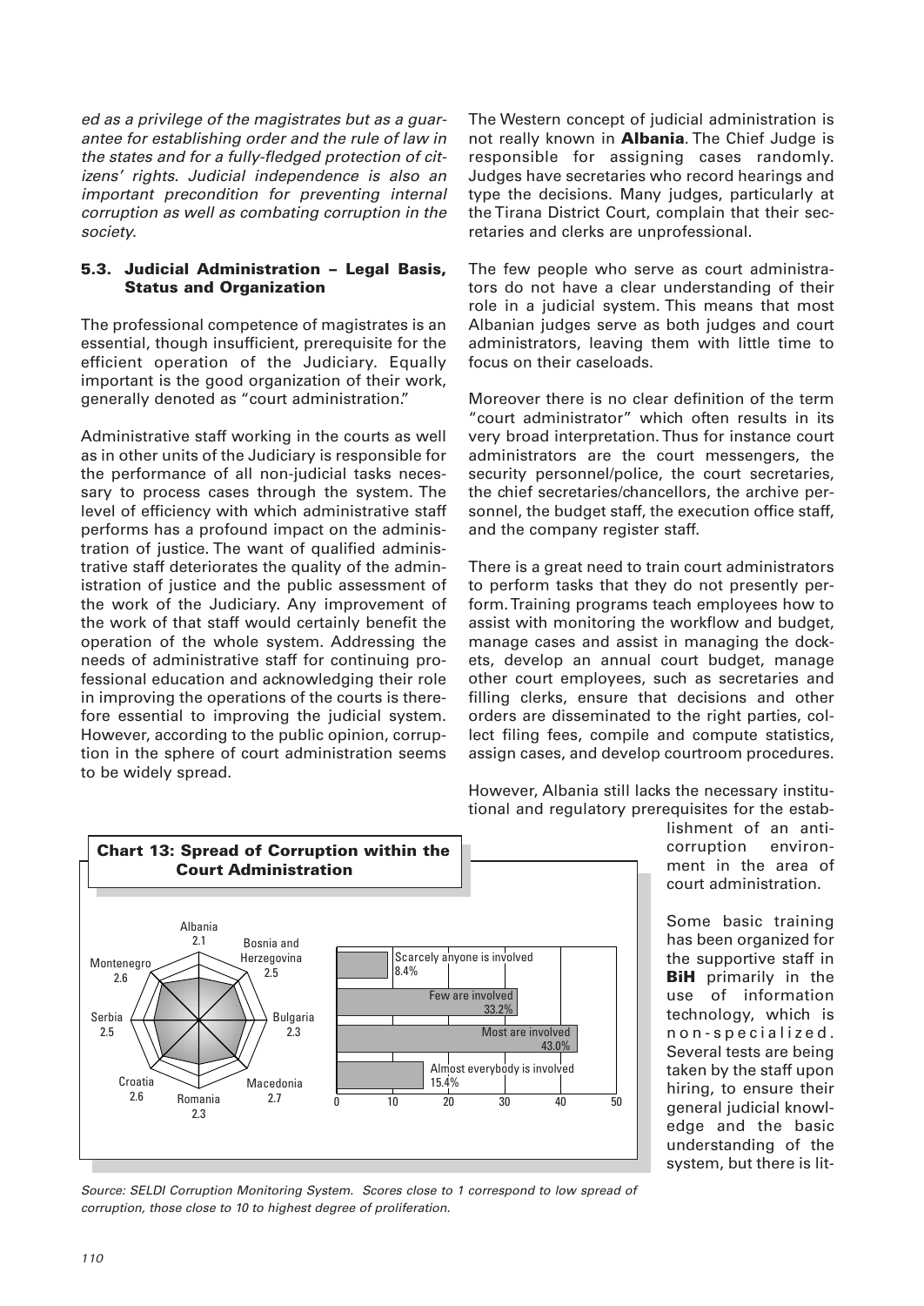*ed as a privilege of the magistrates but as a guarantee for establishing order and the rule of law in the states and for a fully-fledged protection of citizens' rights. Judicial independence is also an important precondition for preventing internal corruption as well as combating corruption in the society.*

### 5.3. Judicial Administration – Legal Basis, Status and Organization

The professional competence of magistrates is an essential, though insufficient, prerequisite for the efficient operation of the Judiciary. Equally important is the good organization of their work, generally denoted as "court administration."

Administrative staff working in the courts as well as in other units of the Judiciary is responsible for the performance of all non-judicial tasks necessary to process cases through the system. The level of efficiency with which administrative staff performs has a profound impact on the administration of justice. The want of qualified administrative staff deteriorates the quality of the administration of justice and the public assessment of the work of the Judiciary. Any improvement of the work of that staff would certainly benefit the operation of the whole system. Addressing the needs of administrative staff for continuing professional education and acknowledging their role in improving the operations of the courts is therefore essential to improving the judicial system. However, according to the public opinion, corruption in the sphere of court administration seems to be widely spread.

**Chart 13: Spread of Corruption within the Court Administration**

| Country | Score |
|---|---|
| Albania | 2.1 |
| Bosnia and Herzegovina | 2.5 |
| Bulgaria | 2.3 |
| Macedonia | 2.7 |
| Romania | 2.3 |
| Croatia | 2.6 |
| Serbia | 2.5 |
| Montenegro | 2.6 |

| Response | % |
|---|---|
| Scarcely anyone is involved | 8.4% |
| Few are involved | 33.2% |
| Most are involved | 43.0% |
| Almost everybody is involved | 15.4% |

*Source: SELDI Corruption Monitoring System. Scores close to 1 correspond to low spread of corruption, those close to 10 to highest degree of proliferation.*

The Western concept of judicial administration is not really known in **Albania**. The Chief Judge is responsible for assigning cases randomly. Judges have secretaries who record hearings and type the decisions. Many judges, particularly at the Tirana District Court, complain that their secretaries and clerks are unprofessional.

The few people who serve as court administrators do not have a clear understanding of their role in a judicial system. This means that most Albanian judges serve as both judges and court administrators, leaving them with little time to focus on their caseloads.

Moreover there is no clear definition of the term "court administrator" which often results in its very broad interpretation. Thus for instance court administrators are the court messengers, the security personnel/police, the court secretaries, the chief secretaries/chancellors, the archive personnel, the budget staff, the execution office staff, and the company register staff.

There is a great need to train court administrators to perform tasks that they do not presently perform. Training programs teach employees how to assist with monitoring the workflow and budget, manage cases and assist in managing the dockets, develop an annual court budget, manage other court employees, such as secretaries and filling clerks, ensure that decisions and other orders are disseminated to the right parties, collect filing fees, compile and compute statistics, assign cases, and develop courtroom procedures.

However, Albania still lacks the necessary institutional and regulatory prerequisites for the establishment of an anti-corruption environment in the area of court administration.

Some basic training has been organized for the supportive staff in **BiH** primarily in the use of information technology, which is non-specialized. Several tests are being taken by the staff upon hiring, to ensure their general judicial knowledge and the basic understanding of the system, but there is lit-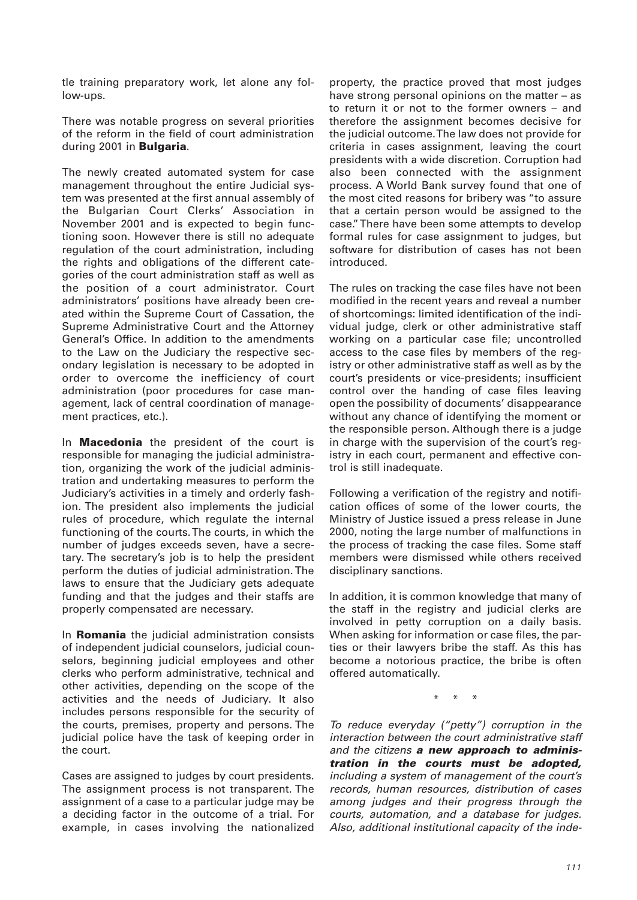tle training preparatory work, let alone any follow-ups.

There was notable progress on several priorities of the reform in the field of court administration during 2001 in **Bulgaria**.

The newly created automated system for case management throughout the entire Judicial system was presented at the first annual assembly of the Bulgarian Court Clerks' Association in November 2001 and is expected to begin functioning soon. However there is still no adequate regulation of the court administration, including the rights and obligations of the different categories of the court administration staff as well as the position of a court administrator. Court administrators' positions have already been created within the Supreme Court of Cassation, the Supreme Administrative Court and the Attorney General's Office. In addition to the amendments to the Law on the Judiciary the respective secondary legislation is necessary to be adopted in order to overcome the inefficiency of court administration (poor procedures for case management, lack of central coordination of management practices, etc.).

In **Macedonia** the president of the court is responsible for managing the judicial administration, organizing the work of the judicial administration and undertaking measures to perform the Judiciary's activities in a timely and orderly fashion. The president also implements the judicial rules of procedure, which regulate the internal functioning of the courts. The courts, in which the number of judges exceeds seven, have a secretary. The secretary's job is to help the president perform the duties of judicial administration. The laws to ensure that the Judiciary gets adequate funding and that the judges and their staffs are properly compensated are necessary.

In **Romania** the judicial administration consists of independent judicial counselors, judicial counselors, beginning judicial employees and other clerks who perform administrative, technical and other activities, depending on the scope of the activities and the needs of Judiciary. It also includes persons responsible for the security of the courts, premises, property and persons. The judicial police have the task of keeping order in the court.

Cases are assigned to judges by court presidents. The assignment process is not transparent. The assignment of a case to a particular judge may be a deciding factor in the outcome of a trial. For example, in cases involving the nationalized property, the practice proved that most judges have strong personal opinions on the matter – as to return it or not to the former owners – and therefore the assignment becomes decisive for the judicial outcome. The law does not provide for criteria in cases assignment, leaving the court presidents with a wide discretion. Corruption had also been connected with the assignment process. A World Bank survey found that one of the most cited reasons for bribery was "to assure that a certain person would be assigned to the case." There have been some attempts to develop formal rules for case assignment to judges, but software for distribution of cases has not been introduced.

The rules on tracking the case files have not been modified in the recent years and reveal a number of shortcomings: limited identification of the individual judge, clerk or other administrative staff working on a particular case file; uncontrolled access to the case files by members of the registry or other administrative staff as well as by the court's presidents or vice-presidents; insufficient control over the handing of case files leaving open the possibility of documents' disappearance without any chance of identifying the moment or the responsible person. Although there is a judge in charge with the supervision of the court's registry in each court, permanent and effective control is still inadequate.

Following a verification of the registry and notification offices of some of the lower courts, the Ministry of Justice issued a press release in June 2000, noting the large number of malfunctions in the process of tracking the case files. Some staff members were dismissed while others received disciplinary sanctions.

In addition, it is common knowledge that many of the staff in the registry and judicial clerks are involved in petty corruption on a daily basis. When asking for information or case files, the parties or their lawyers bribe the staff. As this has become a notorious practice, the bribe is often offered automatically.

\* \* \*

*To reduce everyday ("petty") corruption in the interaction between the court administrative staff and the citizens* ***a new approach to administration in the courts must be adopted,*** *including a system of management of the court's records, human resources, distribution of cases among judges and their progress through the courts, automation, and a database for judges. Also, additional institutional capacity of the inde-*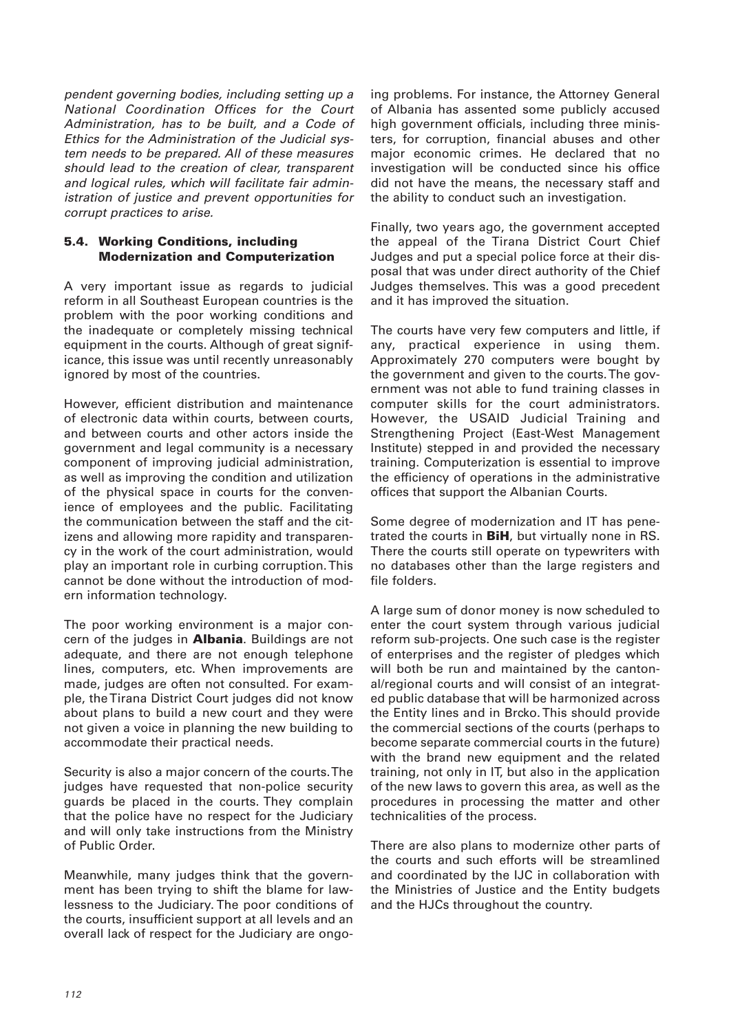*pendent governing bodies, including setting up a National Coordination Offices for the Court Administration, has to be built, and a Code of Ethics for the Administration of the Judicial system needs to be prepared. All of these measures should lead to the creation of clear, transparent and logical rules, which will facilitate fair administration of justice and prevent opportunities for corrupt practices to arise.*

### 5.4. Working Conditions, including Modernization and Computerization

A very important issue as regards to judicial reform in all Southeast European countries is the problem with the poor working conditions and the inadequate or completely missing technical equipment in the courts. Although of great significance, this issue was until recently unreasonably ignored by most of the countries.

However, efficient distribution and maintenance of electronic data within courts, between courts, and between courts and other actors inside the government and legal community is a necessary component of improving judicial administration, as well as improving the condition and utilization of the physical space in courts for the convenience of employees and the public. Facilitating the communication between the staff and the citizens and allowing more rapidity and transparency in the work of the court administration, would play an important role in curbing corruption. This cannot be done without the introduction of modern information technology.

The poor working environment is a major concern of the judges in **Albania**. Buildings are not adequate, and there are not enough telephone lines, computers, etc. When improvements are made, judges are often not consulted. For example, the Tirana District Court judges did not know about plans to build a new court and they were not given a voice in planning the new building to accommodate their practical needs.

Security is also a major concern of the courts. The judges have requested that non-police security guards be placed in the courts. They complain that the police have no respect for the Judiciary and will only take instructions from the Ministry of Public Order.

Meanwhile, many judges think that the government has been trying to shift the blame for lawlessness to the Judiciary. The poor conditions of the courts, insufficient support at all levels and an overall lack of respect for the Judiciary are ongoing problems. For instance, the Attorney General of Albania has assented some publicly accused high government officials, including three ministers, for corruption, financial abuses and other major economic crimes. He declared that no investigation will be conducted since his office did not have the means, the necessary staff and the ability to conduct such an investigation.

Finally, two years ago, the government accepted the appeal of the Tirana District Court Chief Judges and put a special police force at their disposal that was under direct authority of the Chief Judges themselves. This was a good precedent and it has improved the situation.

The courts have very few computers and little, if any, practical experience in using them. Approximately 270 computers were bought by the government and given to the courts. The government was not able to fund training classes in computer skills for the court administrators. However, the USAID Judicial Training and Strengthening Project (East-West Management Institute) stepped in and provided the necessary training. Computerization is essential to improve the efficiency of operations in the administrative offices that support the Albanian Courts.

Some degree of modernization and IT has penetrated the courts in **BiH**, but virtually none in RS. There the courts still operate on typewriters with no databases other than the large registers and file folders.

A large sum of donor money is now scheduled to enter the court system through various judicial reform sub-projects. One such case is the register of enterprises and the register of pledges which will both be run and maintained by the cantonal/regional courts and will consist of an integrated public database that will be harmonized across the Entity lines and in Brcko. This should provide the commercial sections of the courts (perhaps to become separate commercial courts in the future) with the brand new equipment and the related training, not only in IT, but also in the application of the new laws to govern this area, as well as the procedures in processing the matter and other technicalities of the process.

There are also plans to modernize other parts of the courts and such efforts will be streamlined and coordinated by the IJC in collaboration with the Ministries of Justice and the Entity budgets and the HJCs throughout the country.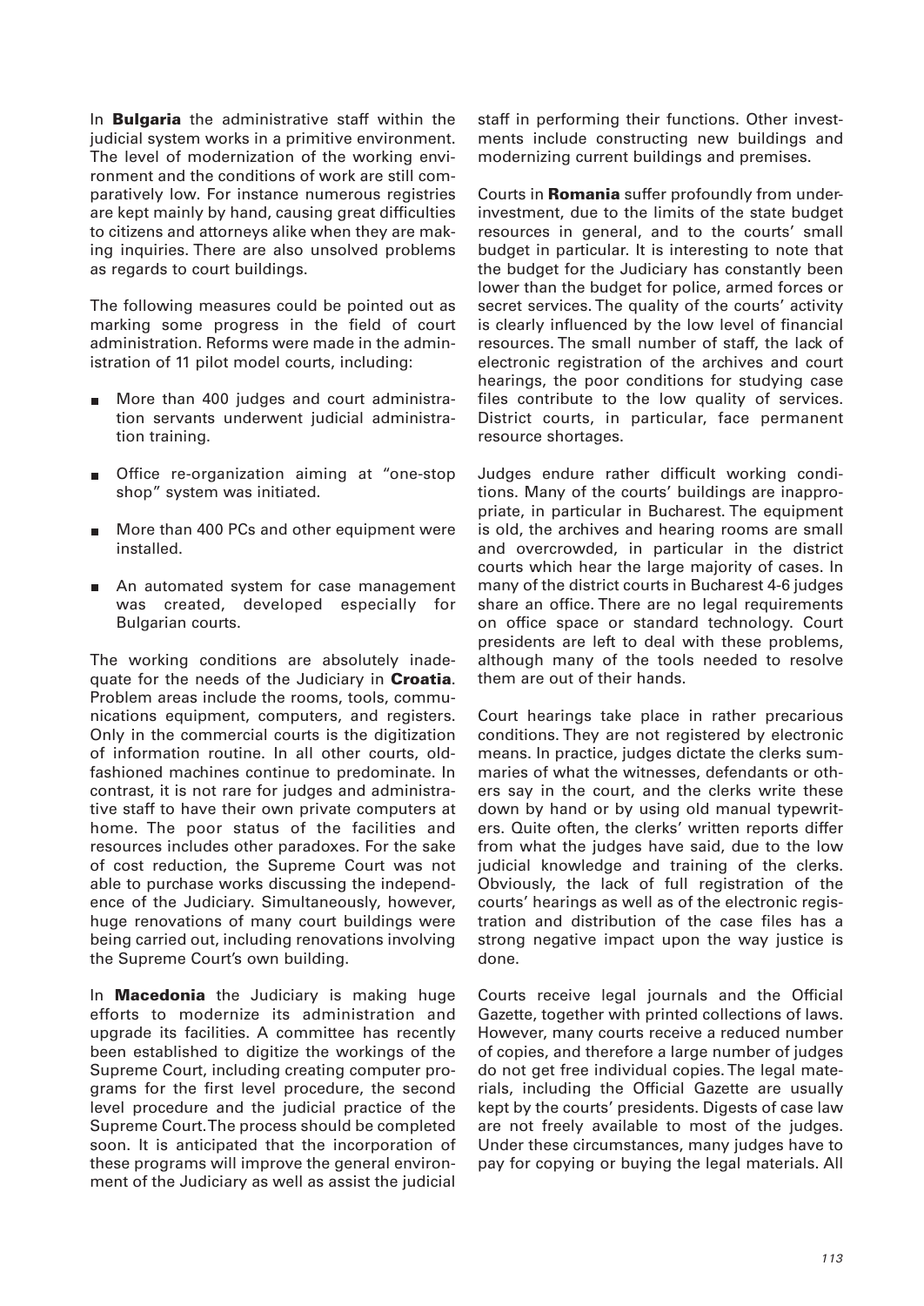In **Bulgaria** the administrative staff within the judicial system works in a primitive environment. The level of modernization of the working environment and the conditions of work are still comparatively low. For instance numerous registries are kept mainly by hand, causing great difficulties to citizens and attorneys alike when they are making inquiries. There are also unsolved problems as regards to court buildings.

The following measures could be pointed out as marking some progress in the field of court administration. Reforms were made in the administration of 11 pilot model courts, including:

- More than 400 judges and court administration servants underwent judicial administration training.
- Office re-organization aiming at "one-stop shop" system was initiated.
- More than 400 PCs and other equipment were installed.
- An automated system for case management was created, developed especially for Bulgarian courts.

The working conditions are absolutely inadequate for the needs of the Judiciary in **Croatia**. Problem areas include the rooms, tools, communications equipment, computers, and registers. Only in the commercial courts is the digitization of information routine. In all other courts, old-fashioned machines continue to predominate. In contrast, it is not rare for judges and administrative staff to have their own private computers at home. The poor status of the facilities and resources includes other paradoxes. For the sake of cost reduction, the Supreme Court was not able to purchase works discussing the independence of the Judiciary. Simultaneously, however, huge renovations of many court buildings were being carried out, including renovations involving the Supreme Court's own building.

In **Macedonia** the Judiciary is making huge efforts to modernize its administration and upgrade its facilities. A committee has recently been established to digitize the workings of the Supreme Court, including creating computer programs for the first level procedure, the second level procedure and the judicial practice of the Supreme Court. The process should be completed soon. It is anticipated that the incorporation of these programs will improve the general environment of the Judiciary as well as assist the judicial staff in performing their functions. Other investments include constructing new buildings and modernizing current buildings and premises.

Courts in **Romania** suffer profoundly from underinvestment, due to the limits of the state budget resources in general, and to the courts' small budget in particular. It is interesting to note that the budget for the Judiciary has constantly been lower than the budget for police, armed forces or secret services. The quality of the courts' activity is clearly influenced by the low level of financial resources. The small number of staff, the lack of electronic registration of the archives and court hearings, the poor conditions for studying case files contribute to the low quality of services. District courts, in particular, face permanent resource shortages.

Judges endure rather difficult working conditions. Many of the courts' buildings are inappropriate, in particular in Bucharest. The equipment is old, the archives and hearing rooms are small and overcrowded, in particular in the district courts which hear the large majority of cases. In many of the district courts in Bucharest 4-6 judges share an office. There are no legal requirements on office space or standard technology. Court presidents are left to deal with these problems, although many of the tools needed to resolve them are out of their hands.

Court hearings take place in rather precarious conditions. They are not registered by electronic means. In practice, judges dictate the clerks summaries of what the witnesses, defendants or others say in the court, and the clerks write these down by hand or by using old manual typewriters. Quite often, the clerks' written reports differ from what the judges have said, due to the low judicial knowledge and training of the clerks. Obviously, the lack of full registration of the courts' hearings as well as of the electronic registration and distribution of the case files has a strong negative impact upon the way justice is done.

Courts receive legal journals and the Official Gazette, together with printed collections of laws. However, many courts receive a reduced number of copies, and therefore a large number of judges do not get free individual copies. The legal materials, including the Official Gazette are usually kept by the courts' presidents. Digests of case law are not freely available to most of the judges. Under these circumstances, many judges have to pay for copying or buying the legal materials. All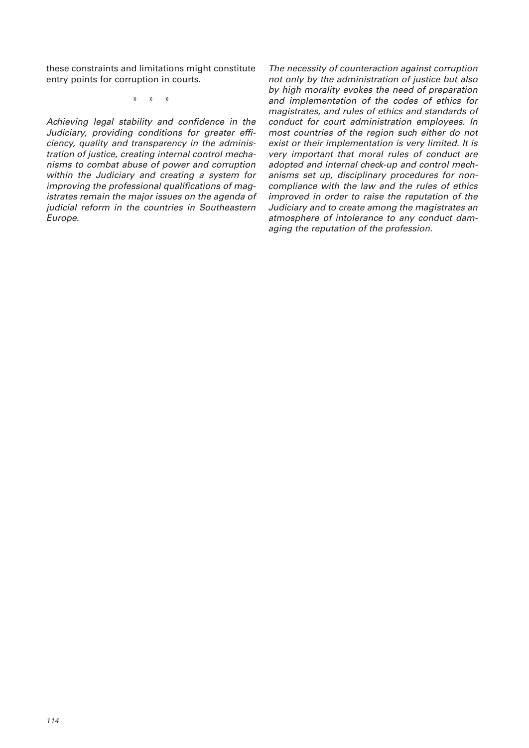these constraints and limitations might constitute entry points for corruption in courts.

\* \* \*

*Achieving legal stability and confidence in the Judiciary, providing conditions for greater efficiency, quality and transparency in the administration of justice, creating internal control mechanisms to combat abuse of power and corruption within the Judiciary and creating a system for improving the professional qualifications of magistrates remain the major issues on the agenda of judicial reform in the countries in Southeastern Europe.*

*The necessity of counteraction against corruption not only by the administration of justice but also by high morality evokes the need of preparation and implementation of the codes of ethics for magistrates, and rules of ethics and standards of conduct for court administration employees. In most countries of the region such either do not exist or their implementation is very limited. It is very important that moral rules of conduct are adopted and internal check-up and control mechanisms set up, disciplinary procedures for non-compliance with the law and the rules of ethics improved in order to raise the reputation of the Judiciary and to create among the magistrates an atmosphere of intolerance to any conduct damaging the reputation of the profession.*